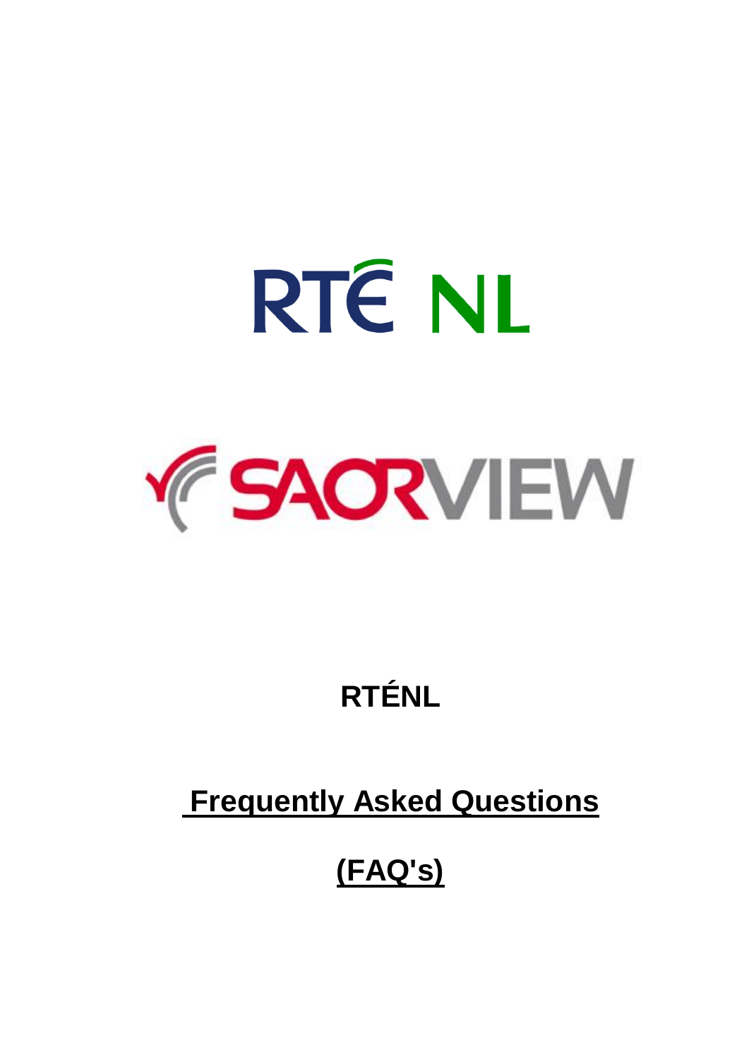RTÉ NL

SAORVIEW

# RTÉNL

## Frequently Asked Questions

## (FAQ's)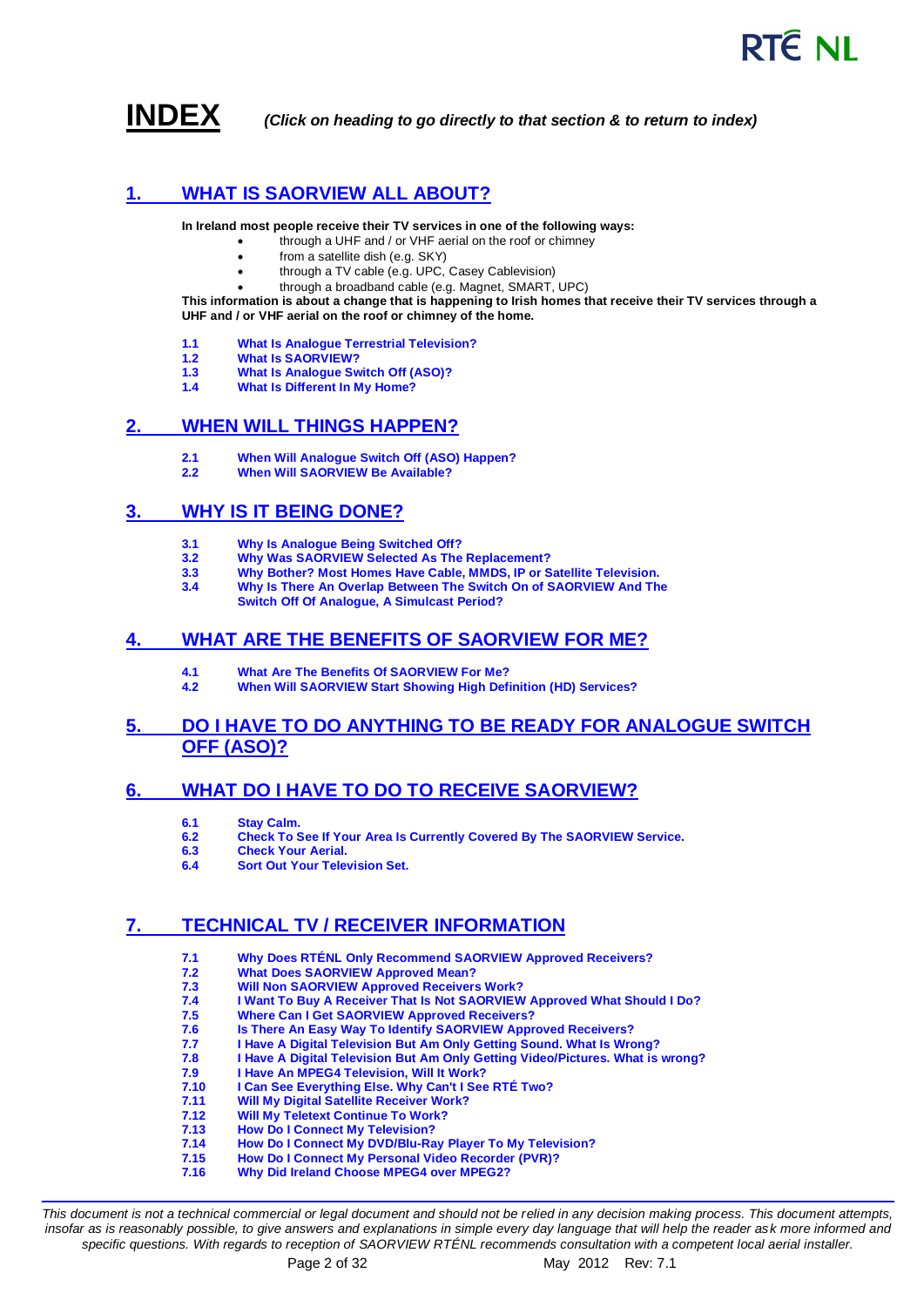# INDEX

*(Click on heading to go directly to that section & to return to index)*

## 1. WHAT IS SAORVIEW ALL ABOUT?

**In Ireland most people receive their TV services in one of the following ways:**

- through a UHF and / or VHF aerial on the roof or chimney
- from a satellite dish (e.g. SKY)
- through a TV cable (e.g. UPC, Casey Cablevision)
- through a broadband cable (e.g. Magnet, SMART, UPC)

**This information is about a change that is happening to Irish homes that receive their TV services through a UHF and / or VHF aerial on the roof or chimney of the home.**

- **1.1** **What Is Analogue Terrestrial Television?**
- **1.2** **What Is SAORVIEW?**
- **1.3** **What Is Analogue Switch Off (ASO)?**
- **1.4** **What Is Different In My Home?**

## 2. WHEN WILL THINGS HAPPEN?

- **2.1** **When Will Analogue Switch Off (ASO) Happen?**
- **2.2** **When Will SAORVIEW Be Available?**

## 3. WHY IS IT BEING DONE?

- **3.1** **Why Is Analogue Being Switched Off?**
- **3.2** **Why Was SAORVIEW Selected As The Replacement?**
- **3.3** **Why Bother? Most Homes Have Cable, MMDS, IP or Satellite Television.**
- **3.4** **Why Is There An Overlap Between The Switch On of SAORVIEW And The Switch Off Of Analogue, A Simulcast Period?**

## 4. WHAT ARE THE BENEFITS OF SAORVIEW FOR ME?

- **4.1** **What Are The Benefits Of SAORVIEW For Me?**
- **4.2** **When Will SAORVIEW Start Showing High Definition (HD) Services?**

## 5. DO I HAVE TO DO ANYTHING TO BE READY FOR ANALOGUE SWITCH OFF (ASO)?

## 6. WHAT DO I HAVE TO DO TO RECEIVE SAORVIEW?

- **6.1** **Stay Calm.**
- **6.2** **Check To See If Your Area Is Currently Covered By The SAORVIEW Service.**
- **6.3** **Check Your Aerial.**
- **6.4** **Sort Out Your Television Set.**

## 7. TECHNICAL TV / RECEIVER INFORMATION

- **7.1** **Why Does RTÉNL Only Recommend SAORVIEW Approved Receivers?**
- **7.2** **What Does SAORVIEW Approved Mean?**
- **7.3** **Will Non SAORVIEW Approved Receivers Work?**
- **7.4** **I Want To Buy A Receiver That Is Not SAORVIEW Approved What Should I Do?**
- **7.5** **Where Can I Get SAORVIEW Approved Receivers?**
- **7.6** **Is There An Easy Way To Identify SAORVIEW Approved Receivers?**
- **7.7** **I Have A Digital Television But Am Only Getting Sound. What Is Wrong?**
- **7.8** **I Have A Digital Television But Am Only Getting Video/Pictures. What is wrong?**
- **7.9** **I Have An MPEG4 Television, Will It Work?**
- **7.10** **I Can See Everything Else. Why Can't I See RTÉ Two?**
- **7.11** **Will My Digital Satellite Receiver Work?**
- **7.12** **Will My Teletext Continue To Work?**
- **7.13** **How Do I Connect My Television?**
- **7.14** **How Do I Connect My DVD/Blu-Ray Player To My Television?**
- **7.15** **How Do I Connect My Personal Video Recorder (PVR)?**
- **7.16** **Why Did Ireland Choose MPEG4 over MPEG2?**

*This document is not a technical commercial or legal document and should not be relied in any decision making process. This document attempts, insofar as is reasonably possible, to give answers and explanations in simple every day language that will help the reader ask more informed and specific questions. With regards to reception of SAORVIEW RTÉNL recommends consultation with a competent local aerial installer.*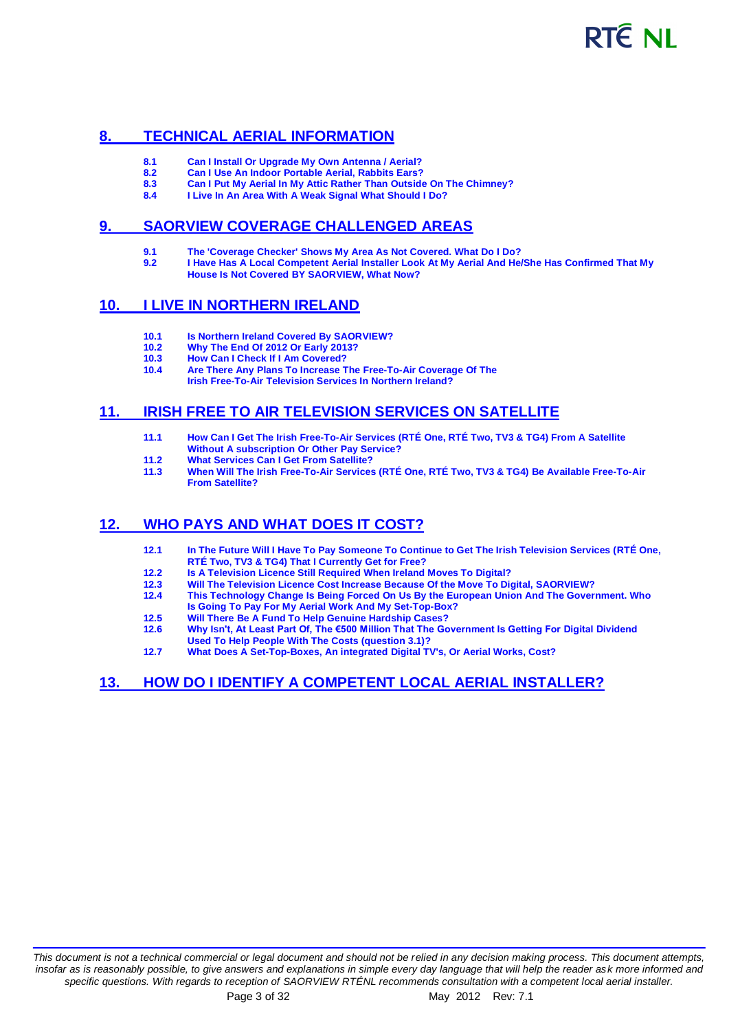## 8. TECHNICAL AERIAL INFORMATION

- **8.1** **Can I Install Or Upgrade My Own Antenna / Aerial?**
- **8.2** **Can I Use An Indoor Portable Aerial, Rabbits Ears?**
- **8.3** **Can I Put My Aerial In My Attic Rather Than Outside On The Chimney?**
- **8.4** **I Live In An Area With A Weak Signal What Should I Do?**

## 9. SAORVIEW COVERAGE CHALLENGED AREAS

- **9.1** **The 'Coverage Checker' Shows My Area As Not Covered. What Do I Do?**
- **9.2** **I Have Has A Local Competent Aerial Installer Look At My Aerial And He/She Has Confirmed That My House Is Not Covered BY SAORVIEW, What Now?**

## 10. I LIVE IN NORTHERN IRELAND

- **10.1** **Is Northern Ireland Covered By SAORVIEW?**
- **10.2** **Why The End Of 2012 Or Early 2013?**
- **10.3** **How Can I Check If I Am Covered?**
- **10.4** **Are There Any Plans To Increase The Free-To-Air Coverage Of The Irish Free-To-Air Television Services In Northern Ireland?**

## 11. IRISH FREE TO AIR TELEVISION SERVICES ON SATELLITE

- **11.1** **How Can I Get The Irish Free-To-Air Services (RTÉ One, RTÉ Two, TV3 & TG4) From A Satellite Without A subscription Or Other Pay Service?**
- **11.2** **What Services Can I Get From Satellite?**
- **11.3** **When Will The Irish Free-To-Air Services (RTÉ One, RTÉ Two, TV3 & TG4) Be Available Free-To-Air From Satellite?**

## 12. WHO PAYS AND WHAT DOES IT COST?

- **12.1** **In The Future Will I Have To Pay Someone To Continue to Get The Irish Television Services (RTÉ One, RTÉ Two, TV3 & TG4) That I Currently Get for Free?**
- **12.2** **Is A Television Licence Still Required When Ireland Moves To Digital?**
- **12.3** **Will The Television Licence Cost Increase Because Of the Move To Digital, SAORVIEW?**
- **12.4** **This Technology Change Is Being Forced On Us By the European Union And The Government. Who Is Going To Pay For My Aerial Work And My Set-Top-Box?**
- **12.5** **Will There Be A Fund To Help Genuine Hardship Cases?**
- **12.6** **Why Isn't, At Least Part Of, The €500 Million That The Government Is Getting For Digital Dividend Used To Help People With The Costs (question 3.1)?**
- **12.7** **What Does A Set-Top-Boxes, An integrated Digital TV's, Or Aerial Works, Cost?**

## 13. HOW DO I IDENTIFY A COMPETENT LOCAL AERIAL INSTALLER?

*This document is not a technical commercial or legal document and should not be relied in any decision making process. This document attempts, insofar as is reasonably possible, to give answers and explanations in simple every day language that will help the reader ask more informed and specific questions. With regards to reception of SAORVIEW RTÉNL recommends consultation with a competent local aerial installer.*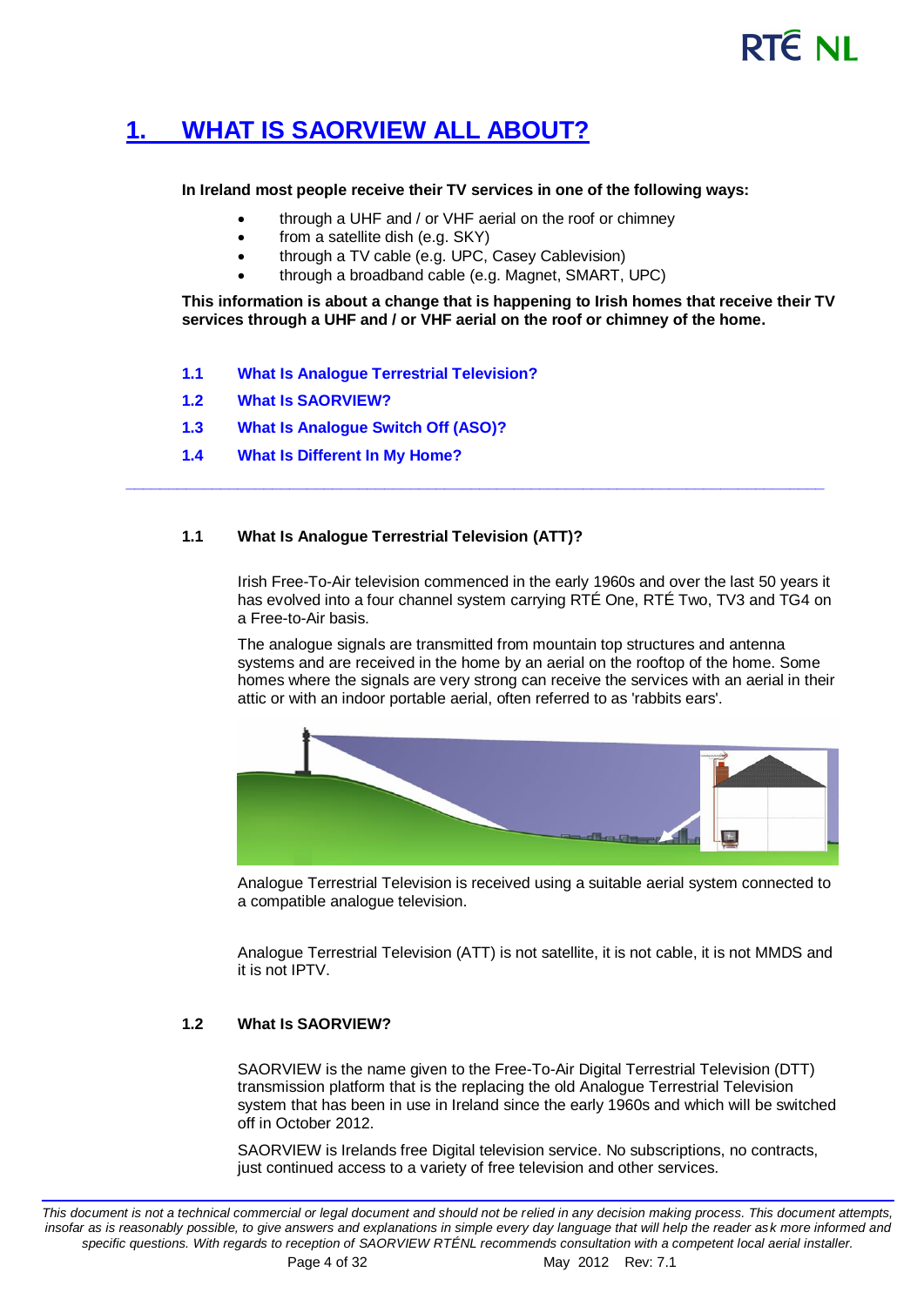# 1. WHAT IS SAORVIEW ALL ABOUT?

**In Ireland most people receive their TV services in one of the following ways:**

- through a UHF and / or VHF aerial on the roof or chimney
- from a satellite dish (e.g. SKY)
- through a TV cable (e.g. UPC, Casey Cablevision)
- through a broadband cable (e.g. Magnet, SMART, UPC)

**This information is about a change that is happening to Irish homes that receive their TV services through a UHF and / or VHF aerial on the roof or chimney of the home.**

**1.1 What Is Analogue Terrestrial Television?**

**1.2 What Is SAORVIEW?**

**1.3 What Is Analogue Switch Off (ASO)?**

**1.4 What Is Different In My Home?**

---

### 1.1 What Is Analogue Terrestrial Television (ATT)?

Irish Free-To-Air television commenced in the early 1960s and over the last 50 years it has evolved into a four channel system carrying RTÉ One, RTÉ Two, TV3 and TG4 on a Free-to-Air basis.

The analogue signals are transmitted from mountain top structures and antenna systems and are received in the home by an aerial on the rooftop of the home. Some homes where the signals are very strong can receive the services with an aerial in their attic or with an indoor portable aerial, often referred to as 'rabbits ears'.

Analogue Terrestrial Television is received using a suitable aerial system connected to a compatible analogue television.

Analogue Terrestrial Television (ATT) is not satellite, it is not cable, it is not MMDS and it is not IPTV.

### 1.2 What Is SAORVIEW?

SAORVIEW is the name given to the Free-To-Air Digital Terrestrial Television (DTT) transmission platform that is the replacing the old Analogue Terrestrial Television system that has been in use in Ireland since the early 1960s and which will be switched off in October 2012.

SAORVIEW is Irelands free Digital television service. No subscriptions, no contracts, just continued access to a variety of free television and other services.

*This document is not a technical commercial or legal document and should not be relied in any decision making process. This document attempts, insofar as is reasonably possible, to give answers and explanations in simple every day language that will help the reader ask more informed and specific questions. With regards to reception of SAORVIEW RTÉNL recommends consultation with a competent local aerial installer.*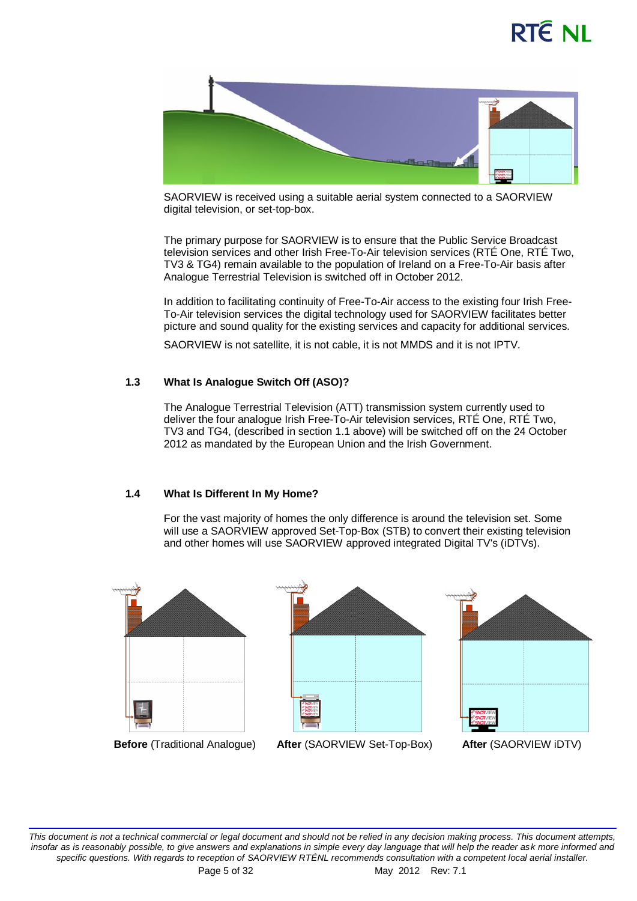SAORVIEW is received using a suitable aerial system connected to a SAORVIEW digital television, or set-top-box.

The primary purpose for SAORVIEW is to ensure that the Public Service Broadcast television services and other Irish Free-To-Air television services (RTÉ One, RTÉ Two, TV3 & TG4) remain available to the population of Ireland on a Free-To-Air basis after Analogue Terrestrial Television is switched off in October 2012.

In addition to facilitating continuity of Free-To-Air access to the existing four Irish Free-To-Air television services the digital technology used for SAORVIEW facilitates better picture and sound quality for the existing services and capacity for additional services.

SAORVIEW is not satellite, it is not cable, it is not MMDS and it is not IPTV.

### 1.3 What Is Analogue Switch Off (ASO)?

The Analogue Terrestrial Television (ATT) transmission system currently used to deliver the four analogue Irish Free-To-Air television services, RTÉ One, RTÉ Two, TV3 and TG4, (described in section 1.1 above) will be switched off on the 24 October 2012 as mandated by the European Union and the Irish Government.

### 1.4 What Is Different In My Home?

For the vast majority of homes the only difference is around the television set. Some will use a SAORVIEW approved Set-Top-Box (STB) to convert their existing television and other homes will use SAORVIEW approved integrated Digital TV's (iDTVs).

**Before** (Traditional Analogue) **After** (SAORVIEW Set-Top-Box) **After** (SAORVIEW iDTV)

*This document is not a technical commercial or legal document and should not be relied in any decision making process. This document attempts, insofar as is reasonably possible, to give answers and explanations in simple every day language that will help the reader ask more informed and specific questions. With regards to reception of SAORVIEW RTÉNL recommends consultation with a competent local aerial installer.*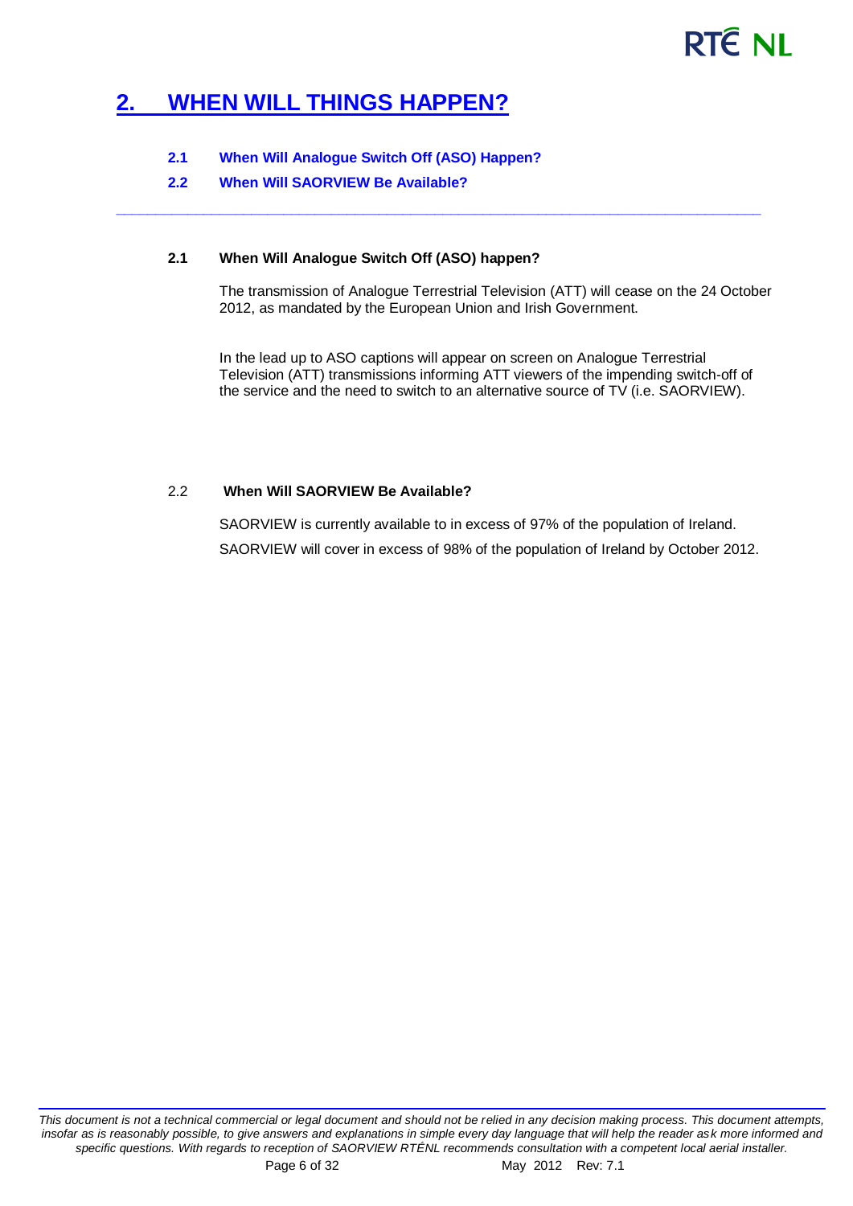# 2. WHEN WILL THINGS HAPPEN?

**2.1 When Will Analogue Switch Off (ASO) Happen?**

**2.2 When Will SAORVIEW Be Available?**

---

### 2.1 When Will Analogue Switch Off (ASO) happen?

The transmission of Analogue Terrestrial Television (ATT) will cease on the 24 October 2012, as mandated by the European Union and Irish Government.

In the lead up to ASO captions will appear on screen on Analogue Terrestrial Television (ATT) transmissions informing ATT viewers of the impending switch-off of the service and the need to switch to an alternative source of TV (i.e. SAORVIEW).

### 2.2 When Will SAORVIEW Be Available?

SAORVIEW is currently available to in excess of 97% of the population of Ireland.

SAORVIEW will cover in excess of 98% of the population of Ireland by October 2012.

*This document is not a technical commercial or legal document and should not be relied in any decision making process. This document attempts, insofar as is reasonably possible, to give answers and explanations in simple every day language that will help the reader ask more informed and specific questions. With regards to reception of SAORVIEW RTÉNL recommends consultation with a competent local aerial installer.*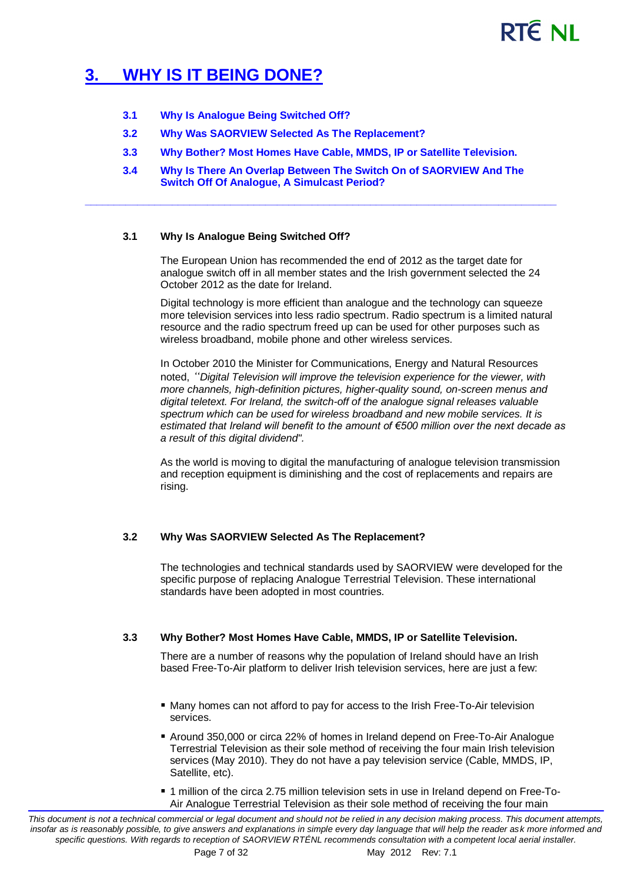# 3. WHY IS IT BEING DONE?

- **3.1 Why Is Analogue Being Switched Off?**
- **3.2 Why Was SAORVIEW Selected As The Replacement?**
- **3.3 Why Bother? Most Homes Have Cable, MMDS, IP or Satellite Television.**
- **3.4 Why Is There An Overlap Between The Switch On of SAORVIEW And The Switch Off Of Analogue, A Simulcast Period?**

---

### 3.1 Why Is Analogue Being Switched Off?

The European Union has recommended the end of 2012 as the target date for analogue switch off in all member states and the Irish government selected the 24 October 2012 as the date for Ireland.

Digital technology is more efficient than analogue and the technology can squeeze more television services into less radio spectrum. Radio spectrum is a limited natural resource and the radio spectrum freed up can be used for other purposes such as wireless broadband, mobile phone and other wireless services.

In October 2010 the Minister for Communications, Energy and Natural Resources noted, *"Digital Television will improve the television experience for the viewer, with more channels, high-definition pictures, higher-quality sound, on-screen menus and digital teletext. For Ireland, the switch-off of the analogue signal releases valuable spectrum which can be used for wireless broadband and new mobile services. It is estimated that Ireland will benefit to the amount of €500 million over the next decade as a result of this digital dividend".*

As the world is moving to digital the manufacturing of analogue television transmission and reception equipment is diminishing and the cost of replacements and repairs are rising.

### 3.2 Why Was SAORVIEW Selected As The Replacement?

The technologies and technical standards used by SAORVIEW were developed for the specific purpose of replacing Analogue Terrestrial Television. These international standards have been adopted in most countries.

### 3.3 Why Bother? Most Homes Have Cable, MMDS, IP or Satellite Television.

There are a number of reasons why the population of Ireland should have an Irish based Free-To-Air platform to deliver Irish television services, here are just a few:

- Many homes can not afford to pay for access to the Irish Free-To-Air television services.
- Around 350,000 or circa 22% of homes in Ireland depend on Free-To-Air Analogue Terrestrial Television as their sole method of receiving the four main Irish television services (May 2010). They do not have a pay television service (Cable, MMDS, IP, Satellite, etc).
- 1 million of the circa 2.75 million television sets in use in Ireland depend on Free-To-Air Analogue Terrestrial Television as their sole method of receiving the four main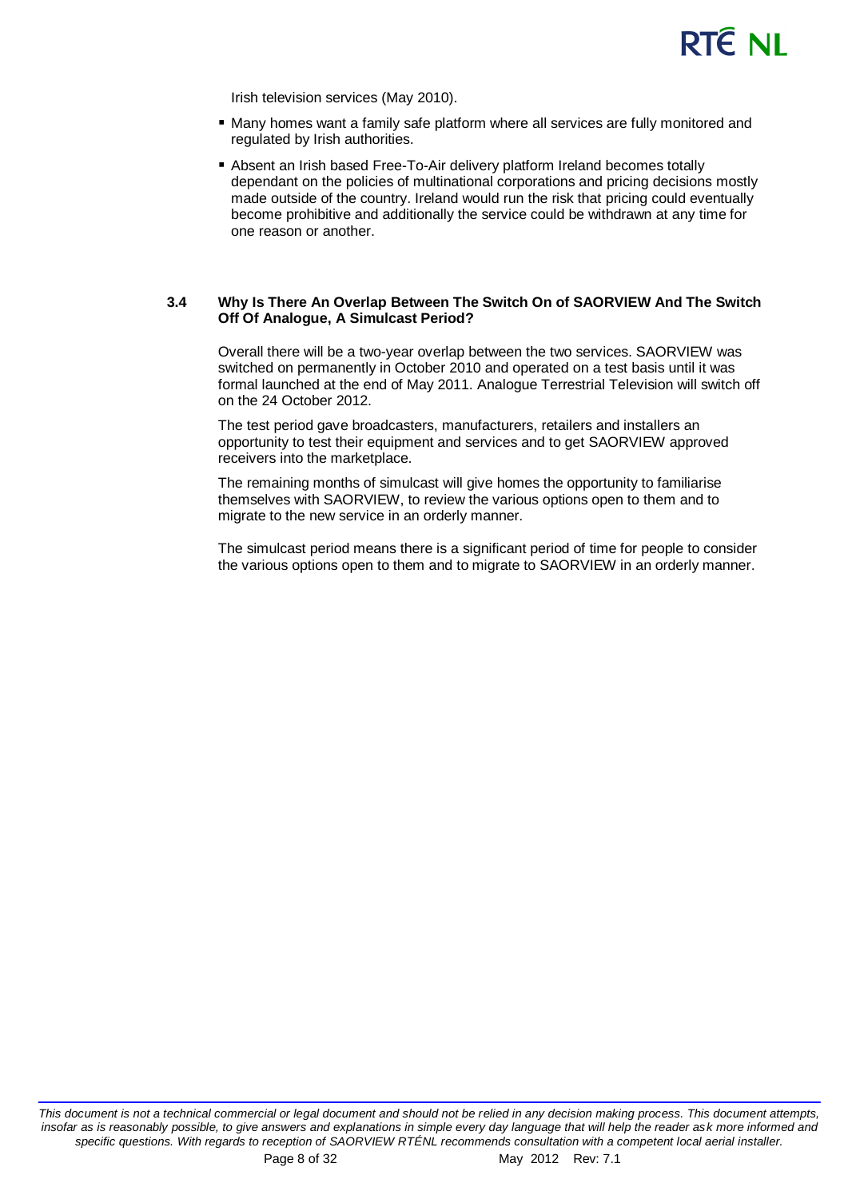Irish television services (May 2010).

- Many homes want a family safe platform where all services are fully monitored and regulated by Irish authorities.
- Absent an Irish based Free-To-Air delivery platform Ireland becomes totally dependant on the policies of multinational corporations and pricing decisions mostly made outside of the country. Ireland would run the risk that pricing could eventually become prohibitive and additionally the service could be withdrawn at any time for one reason or another.

### 3.4 Why Is There An Overlap Between The Switch On of SAORVIEW And The Switch Off Of Analogue, A Simulcast Period?

Overall there will be a two-year overlap between the two services. SAORVIEW was switched on permanently in October 2010 and operated on a test basis until it was formal launched at the end of May 2011. Analogue Terrestrial Television will switch off on the 24 October 2012.

The test period gave broadcasters, manufacturers, retailers and installers an opportunity to test their equipment and services and to get SAORVIEW approved receivers into the marketplace.

The remaining months of simulcast will give homes the opportunity to familiarise themselves with SAORVIEW, to review the various options open to them and to migrate to the new service in an orderly manner.

The simulcast period means there is a significant period of time for people to consider the various options open to them and to migrate to SAORVIEW in an orderly manner.

*This document is not a technical commercial or legal document and should not be relied in any decision making process. This document attempts, insofar as is reasonably possible, to give answers and explanations in simple every day language that will help the reader ask more informed and specific questions. With regards to reception of SAORVIEW RTÉNL recommends consultation with a competent local aerial installer.*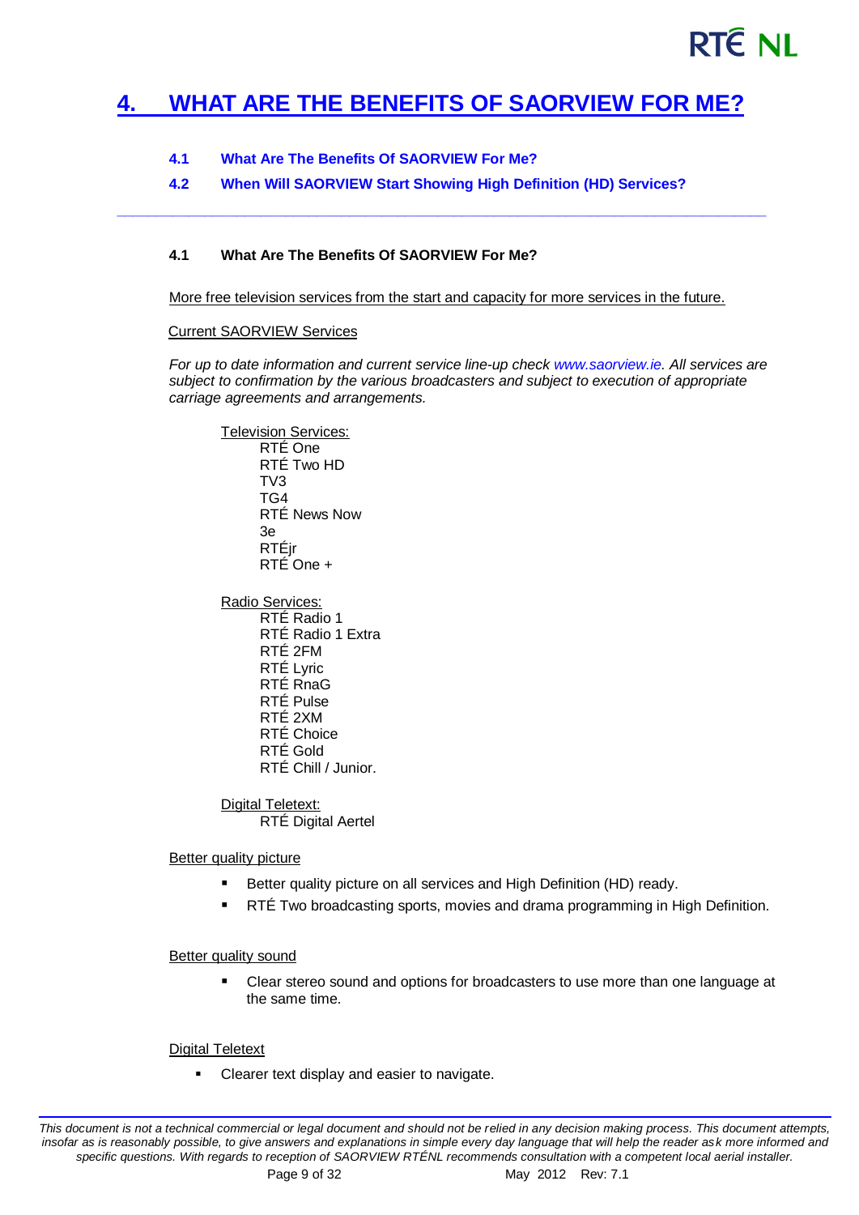# 4. WHAT ARE THE BENEFITS OF SAORVIEW FOR ME?

**4.1 What Are The Benefits Of SAORVIEW For Me?**

**4.2 When Will SAORVIEW Start Showing High Definition (HD) Services?**

---

### 4.1 What Are The Benefits Of SAORVIEW For Me?

More free television services from the start and capacity for more services in the future.

Current SAORVIEW Services

*For up to date information and current service line-up check www.saorview.ie. All services are subject to confirmation by the various broadcasters and subject to execution of appropriate carriage agreements and arrangements.*

Television Services:

- RTÉ One
- RTÉ Two HD
- TV3
- TG4
- RTÉ News Now
- 3e
- RTÉjr
- RTÉ One +

Radio Services:

- RTÉ Radio 1
- RTÉ Radio 1 Extra
- RTÉ 2FM
- RTÉ Lyric
- RTÉ RnaG
- RTÉ Pulse
- RTÉ 2XM
- RTÉ Choice
- RTÉ Gold
- RTÉ Chill / Junior.

Digital Teletext:

- RTÉ Digital Aertel

Better quality picture

- Better quality picture on all services and High Definition (HD) ready.
- RTÉ Two broadcasting sports, movies and drama programming in High Definition.

Better quality sound

- Clear stereo sound and options for broadcasters to use more than one language at the same time.

Digital Teletext

- Clearer text display and easier to navigate.

*This document is not a technical commercial or legal document and should not be relied in any decision making process. This document attempts, insofar as is reasonably possible, to give answers and explanations in simple every day language that will help the reader ask more informed and specific questions. With regards to reception of SAORVIEW RTÉNL recommends consultation with a competent local aerial installer.*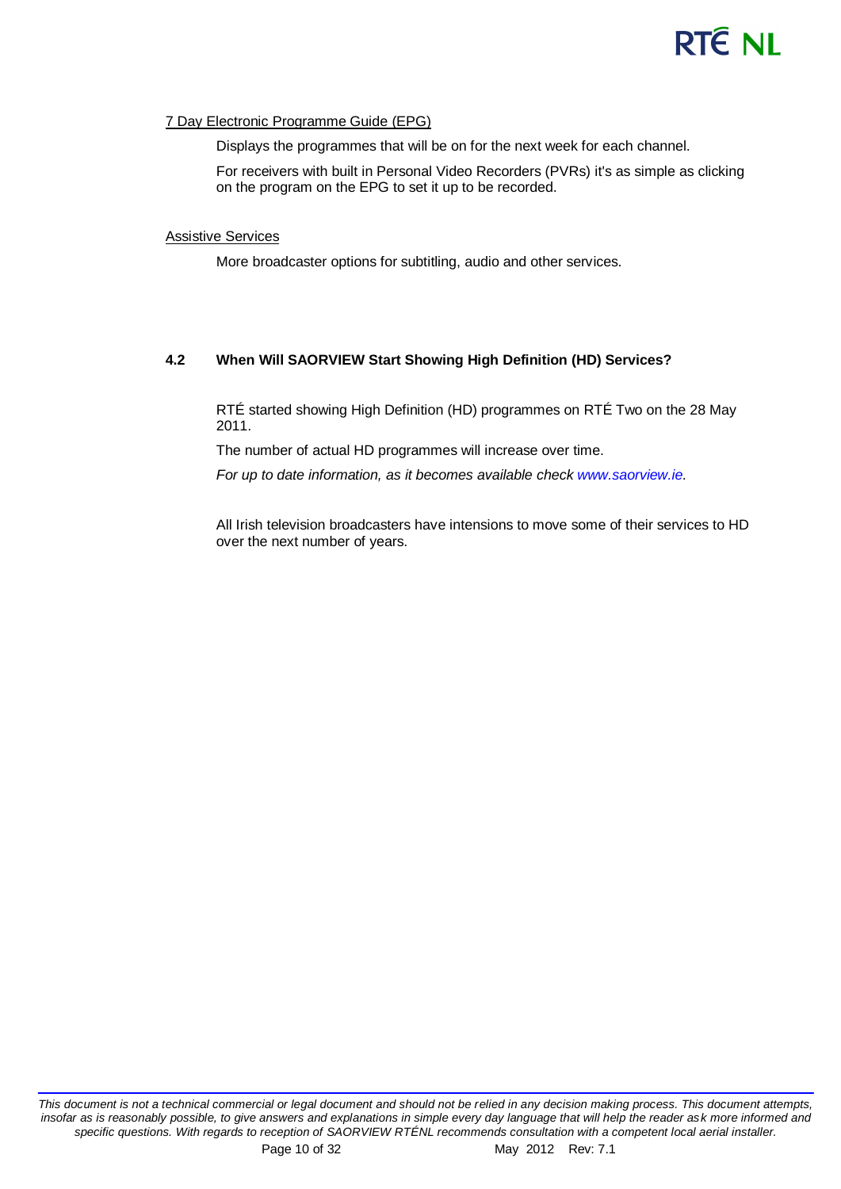7 Day Electronic Programme Guide (EPG)

Displays the programmes that will be on for the next week for each channel.

For receivers with built in Personal Video Recorders (PVRs) it's as simple as clicking on the program on the EPG to set it up to be recorded.

Assistive Services

More broadcaster options for subtitling, audio and other services.

### 4.2 When Will SAORVIEW Start Showing High Definition (HD) Services?

RTÉ started showing High Definition (HD) programmes on RTÉ Two on the 28 May 2011.

The number of actual HD programmes will increase over time.

*For up to date information, as it becomes available check www.saorview.ie.*

All Irish television broadcasters have intensions to move some of their services to HD over the next number of years.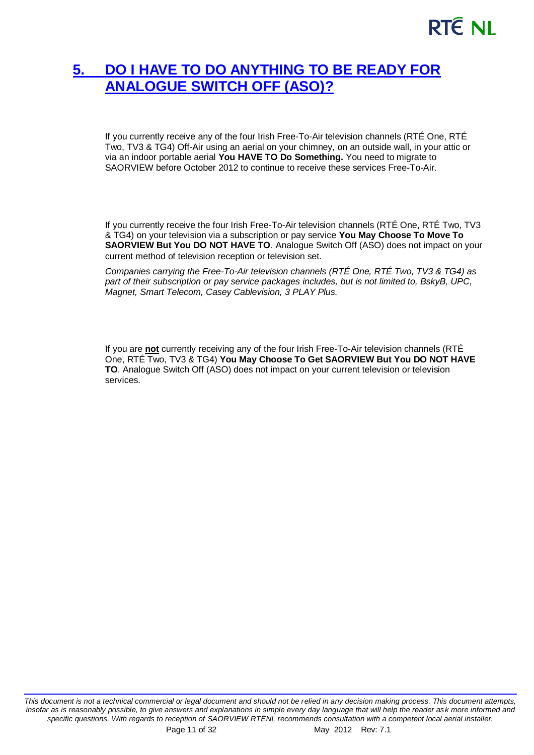## 5. DO I HAVE TO DO ANYTHING TO BE READY FOR ANALOGUE SWITCH OFF (ASO)?

If you currently receive any of the four Irish Free-To-Air television channels (RTÉ One, RTÉ Two, TV3 & TG4) Off-Air using an aerial on your chimney, on an outside wall, in your attic or via an indoor portable aerial **You HAVE TO Do Something.** You need to migrate to SAORVIEW before October 2012 to continue to receive these services Free-To-Air.

If you currently receive the four Irish Free-To-Air television channels (RTÉ One, RTÉ Two, TV3 & TG4) on your television via a subscription or pay service **You May Choose To Move To SAORVIEW But You DO NOT HAVE TO**. Analogue Switch Off (ASO) does not impact on your current method of television reception or television set.

*Companies carrying the Free-To-Air television channels (RTÉ One, RTÉ Two, TV3 & TG4) as part of their subscription or pay service packages includes, but is not limited to, BskyB, UPC, Magnet, Smart Telecom, Casey Cablevision, 3 PLAY Plus.*

If you are **not** currently receiving any of the four Irish Free-To-Air television channels (RTÉ One, RTÉ Two, TV3 & TG4) **You May Choose To Get SAORVIEW But You DO NOT HAVE TO**. Analogue Switch Off (ASO) does not impact on your current television or television services.

*This document is not a technical commercial or legal document and should not be relied in any decision making process. This document attempts, insofar as is reasonably possible, to give answers and explanations in simple every day language that will help the reader ask more informed and specific questions. With regards to reception of SAORVIEW RTÉNL recommends consultation with a competent local aerial installer.*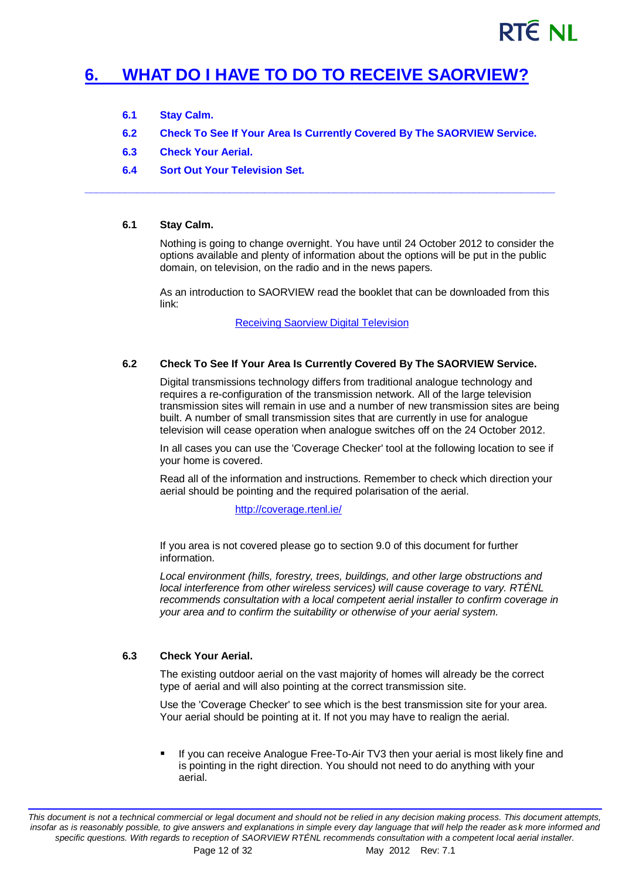# 6. WHAT DO I HAVE TO DO TO RECEIVE SAORVIEW?

**6.1 Stay Calm.**

**6.2 Check To See If Your Area Is Currently Covered By The SAORVIEW Service.**

**6.3 Check Your Aerial.**

**6.4 Sort Out Your Television Set.**

---

### 6.1 Stay Calm.

Nothing is going to change overnight. You have until 24 October 2012 to consider the options available and plenty of information about the options will be put in the public domain, on television, on the radio and in the news papers.

As an introduction to SAORVIEW read the booklet that can be downloaded from this link:

Receiving Saorview Digital Television

### 6.2 Check To See If Your Area Is Currently Covered By The SAORVIEW Service.

Digital transmissions technology differs from traditional analogue technology and requires a re-configuration of the transmission network. All of the large television transmission sites will remain in use and a number of new transmission sites are being built. A number of small transmission sites that are currently in use for analogue television will cease operation when analogue switches off on the 24 October 2012.

In all cases you can use the 'Coverage Checker' tool at the following location to see if your home is covered.

Read all of the information and instructions. Remember to check which direction your aerial should be pointing and the required polarisation of the aerial.

http://coverage.rtenl.ie/

If you area is not covered please go to section 9.0 of this document for further information.

*Local environment (hills, forestry, trees, buildings, and other large obstructions and local interference from other wireless services) will cause coverage to vary. RTÉNL recommends consultation with a local competent aerial installer to confirm coverage in your area and to confirm the suitability or otherwise of your aerial system.*

### 6.3 Check Your Aerial.

The existing outdoor aerial on the vast majority of homes will already be the correct type of aerial and will also pointing at the correct transmission site.

Use the 'Coverage Checker' to see which is the best transmission site for your area. Your aerial should be pointing at it. If not you may have to realign the aerial.

- If you can receive Analogue Free-To-Air TV3 then your aerial is most likely fine and is pointing in the right direction. You should not need to do anything with your aerial.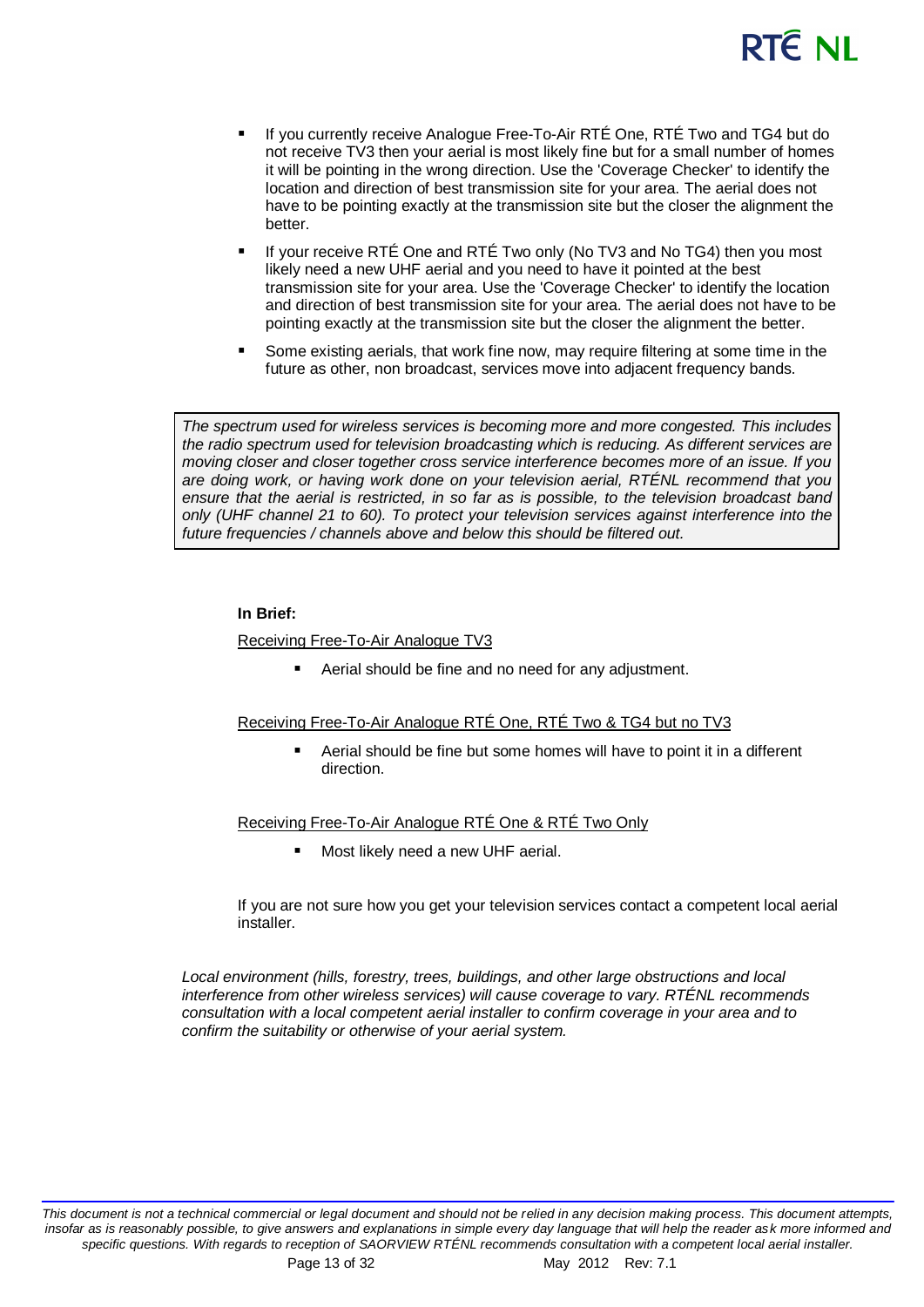- If you currently receive Analogue Free-To-Air RTÉ One, RTÉ Two and TG4 but do not receive TV3 then your aerial is most likely fine but for a small number of homes it will be pointing in the wrong direction. Use the 'Coverage Checker' to identify the location and direction of best transmission site for your area. The aerial does not have to be pointing exactly at the transmission site but the closer the alignment the better.
- If your receive RTÉ One and RTÉ Two only (No TV3 and No TG4) then you most likely need a new UHF aerial and you need to have it pointed at the best transmission site for your area. Use the 'Coverage Checker' to identify the location and direction of best transmission site for your area. The aerial does not have to be pointing exactly at the transmission site but the closer the alignment the better.
- Some existing aerials, that work fine now, may require filtering at some time in the future as other, non broadcast, services move into adjacent frequency bands.

*The spectrum used for wireless services is becoming more and more congested. This includes the radio spectrum used for television broadcasting which is reducing. As different services are moving closer and closer together cross service interference becomes more of an issue. If you are doing work, or having work done on your television aerial, RTÉNL recommend that you ensure that the aerial is restricted, in so far as is possible, to the television broadcast band only (UHF channel 21 to 60). To protect your television services against interference into the future frequencies / channels above and below this should be filtered out.*

**In Brief:**

<u>Receiving Free-To-Air Analogue TV3</u>

- Aerial should be fine and no need for any adjustment.

<u>Receiving Free-To-Air Analogue RTÉ One, RTÉ Two & TG4 but no TV3</u>

- Aerial should be fine but some homes will have to point it in a different direction.

<u>Receiving Free-To-Air Analogue RTÉ One & RTÉ Two Only</u>

- Most likely need a new UHF aerial.

If you are not sure how you get your television services contact a competent local aerial installer.

*Local environment (hills, forestry, trees, buildings, and other large obstructions and local interference from other wireless services) will cause coverage to vary. RTÉNL recommends consultation with a local competent aerial installer to confirm coverage in your area and to confirm the suitability or otherwise of your aerial system.*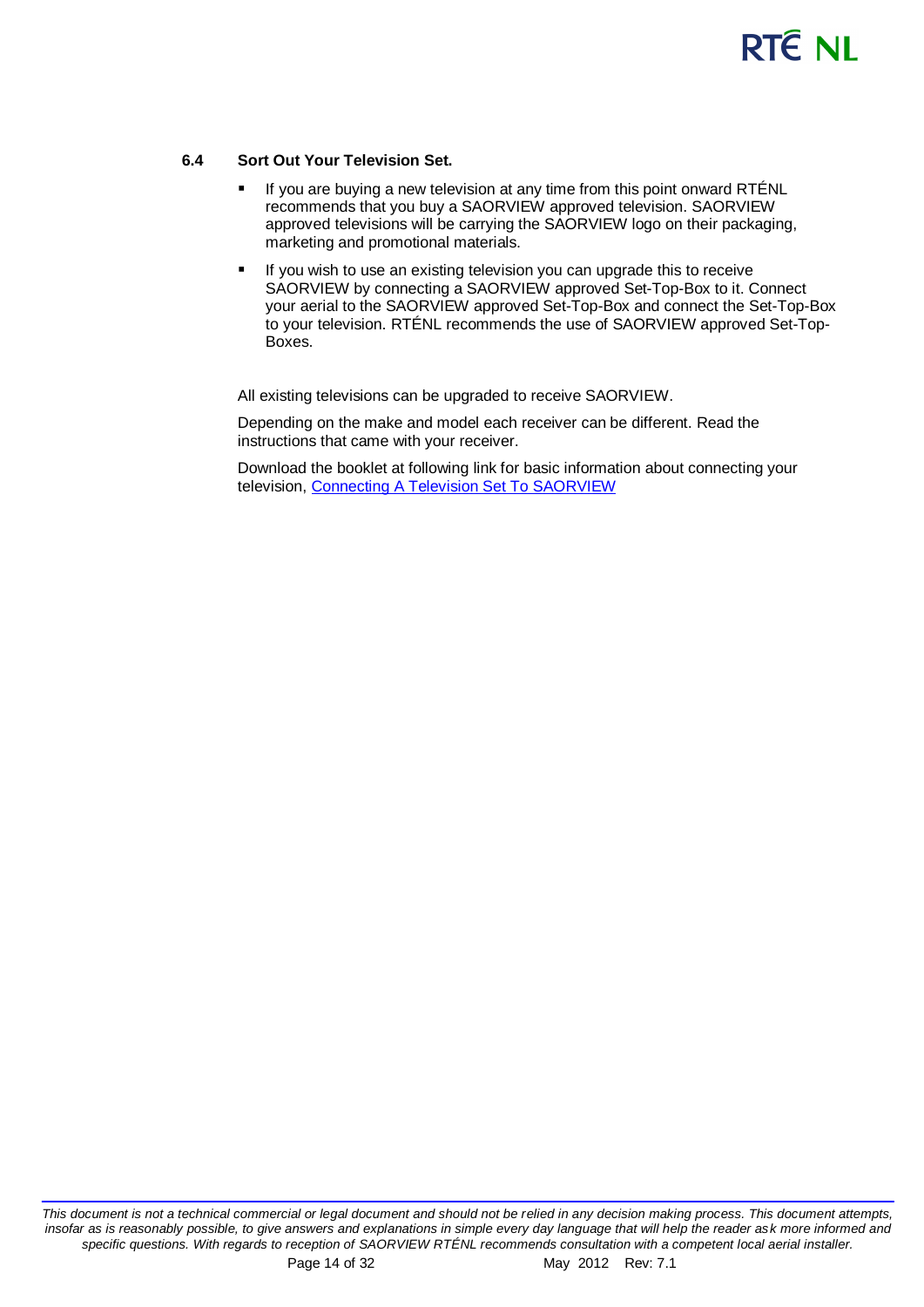### 6.4 Sort Out Your Television Set.

- If you are buying a new television at any time from this point onward RTÉNL recommends that you buy a SAORVIEW approved television. SAORVIEW approved televisions will be carrying the SAORVIEW logo on their packaging, marketing and promotional materials.
- If you wish to use an existing television you can upgrade this to receive SAORVIEW by connecting a SAORVIEW approved Set-Top-Box to it. Connect your aerial to the SAORVIEW approved Set-Top-Box and connect the Set-Top-Box to your television. RTÉNL recommends the use of SAORVIEW approved Set-Top-Boxes.

All existing televisions can be upgraded to receive SAORVIEW.

Depending on the make and model each receiver can be different. Read the instructions that came with your receiver.

Download the booklet at following link for basic information about connecting your television, Connecting A Television Set To SAORVIEW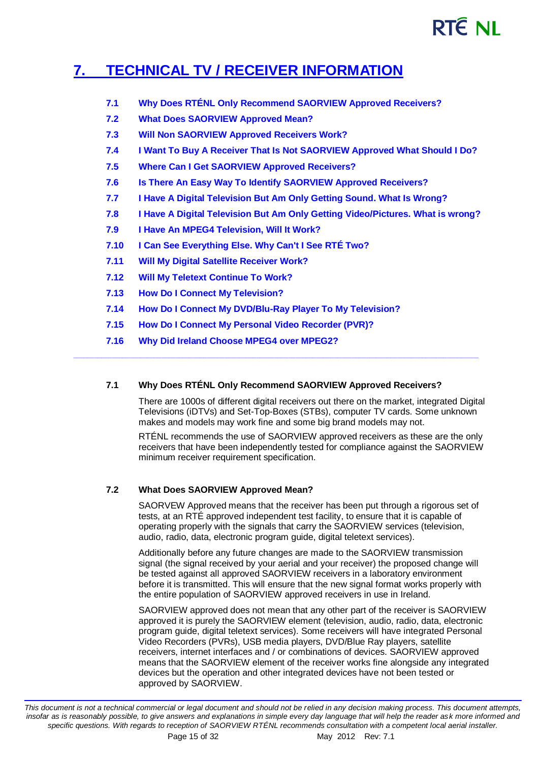# 7. TECHNICAL TV / RECEIVER INFORMATION

- 7.1 Why Does RTÉNL Only Recommend SAORVIEW Approved Receivers?
- 7.2 What Does SAORVIEW Approved Mean?
- 7.3 Will Non SAORVIEW Approved Receivers Work?
- 7.4 I Want To Buy A Receiver That Is Not SAORVIEW Approved What Should I Do?
- 7.5 Where Can I Get SAORVIEW Approved Receivers?
- 7.6 Is There An Easy Way To Identify SAORVIEW Approved Receivers?
- 7.7 I Have A Digital Television But Am Only Getting Sound. What Is Wrong?
- 7.8 I Have A Digital Television But Am Only Getting Video/Pictures. What is wrong?
- 7.9 I Have An MPEG4 Television, Will It Work?
- 7.10 I Can See Everything Else. Why Can't I See RTÉ Two?
- 7.11 Will My Digital Satellite Receiver Work?
- 7.12 Will My Teletext Continue To Work?
- 7.13 How Do I Connect My Television?
- 7.14 How Do I Connect My DVD/Blu-Ray Player To My Television?
- 7.15 How Do I Connect My Personal Video Recorder (PVR)?
- 7.16 Why Did Ireland Choose MPEG4 over MPEG2?

---

### 7.1 Why Does RTÉNL Only Recommend SAORVIEW Approved Receivers?

There are 1000s of different digital receivers out there on the market, integrated Digital Televisions (iDTVs) and Set-Top-Boxes (STBs), computer TV cards. Some unknown makes and models may work fine and some big brand models may not.

RTÉNL recommends the use of SAORVIEW approved receivers as these are the only receivers that have been independently tested for compliance against the SAORVIEW minimum receiver requirement specification.

### 7.2 What Does SAORVIEW Approved Mean?

SAORVEW Approved means that the receiver has been put through a rigorous set of tests, at an RTÉ approved independent test facility, to ensure that it is capable of operating properly with the signals that carry the SAORVIEW services (television, audio, radio, data, electronic program guide, digital teletext services).

Additionally before any future changes are made to the SAORVIEW transmission signal (the signal received by your aerial and your receiver) the proposed change will be tested against all approved SAORVIEW receivers in a laboratory environment before it is transmitted. This will ensure that the new signal format works properly with the entire population of SAORVIEW approved receivers in use in Ireland.

SAORVIEW approved does not mean that any other part of the receiver is SAORVIEW approved it is purely the SAORVIEW element (television, audio, radio, data, electronic program guide, digital teletext services). Some receivers will have integrated Personal Video Recorders (PVRs), USB media players, DVD/Blue Ray players, satellite receivers, internet interfaces and / or combinations of devices. SAORVIEW approved means that the SAORVIEW element of the receiver works fine alongside any integrated devices but the operation and other integrated devices have not been tested or approved by SAORVIEW.

*This document is not a technical commercial or legal document and should not be relied in any decision making process. This document attempts, insofar as is reasonably possible, to give answers and explanations in simple every day language that will help the reader ask more informed and specific questions. With regards to reception of SAORVIEW RTÉNL recommends consultation with a competent local aerial installer.*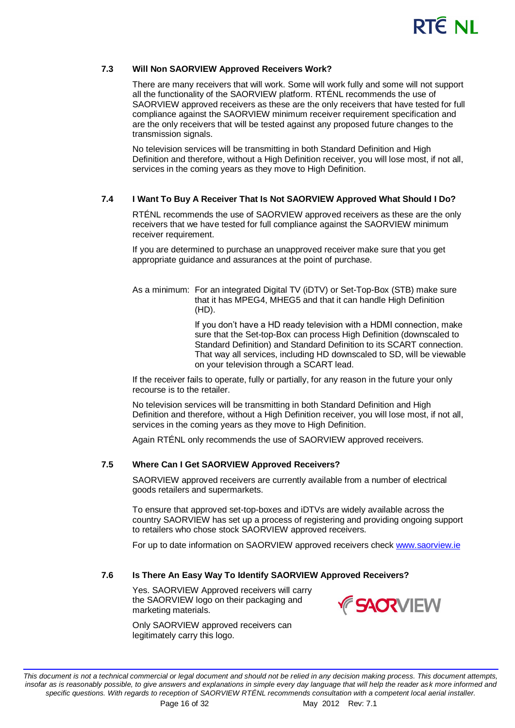### 7.3 Will Non SAORVIEW Approved Receivers Work?

There are many receivers that will work. Some will work fully and some will not support all the functionality of the SAORVIEW platform. RTÉNL recommends the use of SAORVIEW approved receivers as these are the only receivers that have tested for full compliance against the SAORVIEW minimum receiver requirement specification and are the only receivers that will be tested against any proposed future changes to the transmission signals.

No television services will be transmitting in both Standard Definition and High Definition and therefore, without a High Definition receiver, you will lose most, if not all, services in the coming years as they move to High Definition.

### 7.4 I Want To Buy A Receiver That Is Not SAORVIEW Approved What Should I Do?

RTÉNL recommends the use of SAORVIEW approved receivers as these are the only receivers that we have tested for full compliance against the SAORVIEW minimum receiver requirement.

If you are determined to purchase an unapproved receiver make sure that you get appropriate guidance and assurances at the point of purchase.

As a minimum: For an integrated Digital TV (iDTV) or Set-Top-Box (STB) make sure that it has MPEG4, MHEG5 and that it can handle High Definition (HD).

If you don't have a HD ready television with a HDMI connection, make sure that the Set-top-Box can process High Definition (downscaled to Standard Definition) and Standard Definition to its SCART connection. That way all services, including HD downscaled to SD, will be viewable on your television through a SCART lead.

If the receiver fails to operate, fully or partially, for any reason in the future your only recourse is to the retailer.

No television services will be transmitting in both Standard Definition and High Definition and therefore, without a High Definition receiver, you will lose most, if not all, services in the coming years as they move to High Definition.

Again RTÉNL only recommends the use of SAORVIEW approved receivers.

### 7.5 Where Can I Get SAORVIEW Approved Receivers?

SAORVIEW approved receivers are currently available from a number of electrical goods retailers and supermarkets.

To ensure that approved set-top-boxes and iDTVs are widely available across the country SAORVIEW has set up a process of registering and providing ongoing support to retailers who chose stock SAORVIEW approved receivers.

For up to date information on SAORVIEW approved receivers check [www.saorview.ie](http://www.saorview.ie)

### 7.6 Is There An Easy Way To Identify SAORVIEW Approved Receivers?

Yes. SAORVIEW Approved receivers will carry the SAORVIEW logo on their packaging and marketing materials.

Only SAORVIEW approved receivers can legitimately carry this logo.

*This document is not a technical commercial or legal document and should not be relied in any decision making process. This document attempts, insofar as is reasonably possible, to give answers and explanations in simple every day language that will help the reader ask more informed and specific questions. With regards to reception of SAORVIEW RTÉNL recommends consultation with a competent local aerial installer.*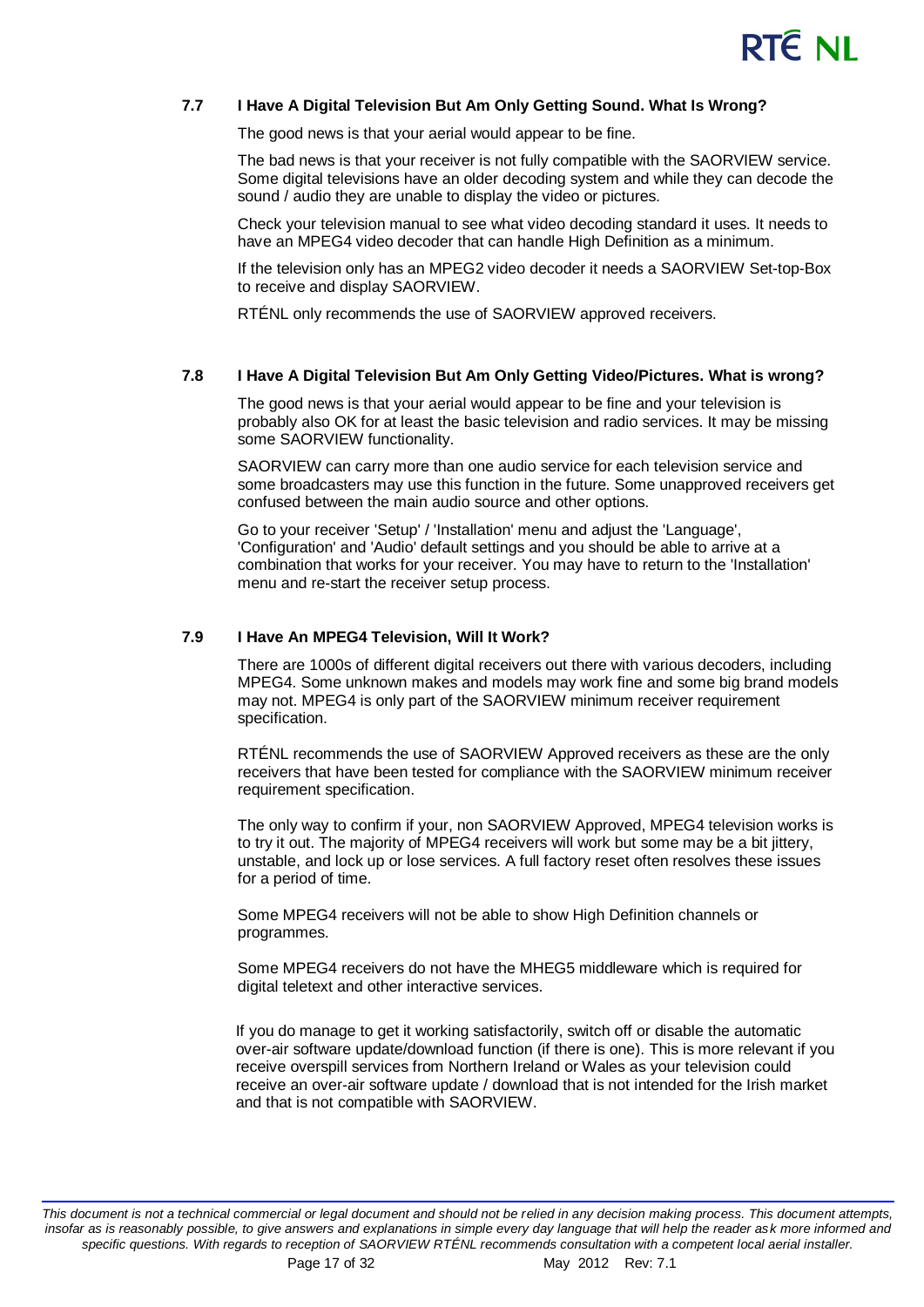### 7.7 I Have A Digital Television But Am Only Getting Sound. What Is Wrong?

The good news is that your aerial would appear to be fine.

The bad news is that your receiver is not fully compatible with the SAORVIEW service. Some digital televisions have an older decoding system and while they can decode the sound / audio they are unable to display the video or pictures.

Check your television manual to see what video decoding standard it uses. It needs to have an MPEG4 video decoder that can handle High Definition as a minimum.

If the television only has an MPEG2 video decoder it needs a SAORVIEW Set-top-Box to receive and display SAORVIEW.

RTÉNL only recommends the use of SAORVIEW approved receivers.

### 7.8 I Have A Digital Television But Am Only Getting Video/Pictures. What is wrong?

The good news is that your aerial would appear to be fine and your television is probably also OK for at least the basic television and radio services. It may be missing some SAORVIEW functionality.

SAORVIEW can carry more than one audio service for each television service and some broadcasters may use this function in the future. Some unapproved receivers get confused between the main audio source and other options.

Go to your receiver 'Setup' / 'Installation' menu and adjust the 'Language', 'Configuration' and 'Audio' default settings and you should be able to arrive at a combination that works for your receiver. You may have to return to the 'Installation' menu and re-start the receiver setup process.

### 7.9 I Have An MPEG4 Television, Will It Work?

There are 1000s of different digital receivers out there with various decoders, including MPEG4. Some unknown makes and models may work fine and some big brand models may not. MPEG4 is only part of the SAORVIEW minimum receiver requirement specification.

RTÉNL recommends the use of SAORVIEW Approved receivers as these are the only receivers that have been tested for compliance with the SAORVIEW minimum receiver requirement specification.

The only way to confirm if your, non SAORVIEW Approved, MPEG4 television works is to try it out. The majority of MPEG4 receivers will work but some may be a bit jittery, unstable, and lock up or lose services. A full factory reset often resolves these issues for a period of time.

Some MPEG4 receivers will not be able to show High Definition channels or programmes.

Some MPEG4 receivers do not have the MHEG5 middleware which is required for digital teletext and other interactive services.

If you do manage to get it working satisfactorily, switch off or disable the automatic over-air software update/download function (if there is one). This is more relevant if you receive overspill services from Northern Ireland or Wales as your television could receive an over-air software update / download that is not intended for the Irish market and that is not compatible with SAORVIEW.

*This document is not a technical commercial or legal document and should not be relied in any decision making process. This document attempts, insofar as is reasonably possible, to give answers and explanations in simple every day language that will help the reader ask more informed and specific questions. With regards to reception of SAORVIEW RTÉNL recommends consultation with a competent local aerial installer.*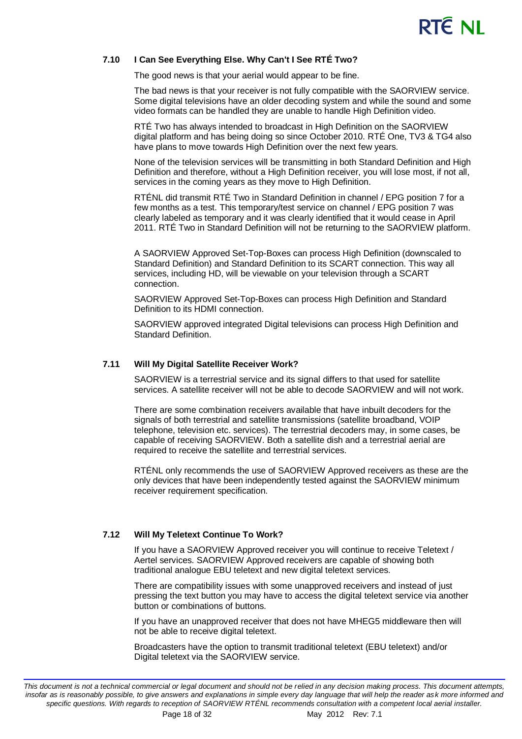### 7.10 I Can See Everything Else. Why Can't I See RTÉ Two?

The good news is that your aerial would appear to be fine.

The bad news is that your receiver is not fully compatible with the SAORVIEW service. Some digital televisions have an older decoding system and while the sound and some video formats can be handled they are unable to handle High Definition video.

RTÉ Two has always intended to broadcast in High Definition on the SAORVIEW digital platform and has being doing so since October 2010. RTÉ One, TV3 & TG4 also have plans to move towards High Definition over the next few years.

None of the television services will be transmitting in both Standard Definition and High Definition and therefore, without a High Definition receiver, you will lose most, if not all, services in the coming years as they move to High Definition.

RTÉNL did transmit RTÉ Two in Standard Definition in channel / EPG position 7 for a few months as a test. This temporary/test service on channel / EPG position 7 was clearly labeled as temporary and it was clearly identified that it would cease in April 2011. RTÉ Two in Standard Definition will not be returning to the SAORVIEW platform.

A SAORVIEW Approved Set-Top-Boxes can process High Definition (downscaled to Standard Definition) and Standard Definition to its SCART connection. This way all services, including HD, will be viewable on your television through a SCART connection.

SAORVIEW Approved Set-Top-Boxes can process High Definition and Standard Definition to its HDMI connection.

SAORVIEW approved integrated Digital televisions can process High Definition and Standard Definition.

### 7.11 Will My Digital Satellite Receiver Work?

SAORVIEW is a terrestrial service and its signal differs to that used for satellite services. A satellite receiver will not be able to decode SAORVIEW and will not work.

There are some combination receivers available that have inbuilt decoders for the signals of both terrestrial and satellite transmissions (satellite broadband, VOIP telephone, television etc. services). The terrestrial decoders may, in some cases, be capable of receiving SAORVIEW. Both a satellite dish and a terrestrial aerial are required to receive the satellite and terrestrial services.

RTÉNL only recommends the use of SAORVIEW Approved receivers as these are the only devices that have been independently tested against the SAORVIEW minimum receiver requirement specification.

### 7.12 Will My Teletext Continue To Work?

If you have a SAORVIEW Approved receiver you will continue to receive Teletext / Aertel services. SAORVIEW Approved receivers are capable of showing both traditional analogue EBU teletext and new digital teletext services.

There are compatibility issues with some unapproved receivers and instead of just pressing the text button you may have to access the digital teletext service via another button or combinations of buttons.

If you have an unapproved receiver that does not have MHEG5 middleware then will not be able to receive digital teletext.

Broadcasters have the option to transmit traditional teletext (EBU teletext) and/or Digital teletext via the SAORVIEW service.

*This document is not a technical commercial or legal document and should not be relied in any decision making process. This document attempts, insofar as is reasonably possible, to give answers and explanations in simple every day language that will help the reader ask more informed and specific questions. With regards to reception of SAORVIEW RTÉNL recommends consultation with a competent local aerial installer.*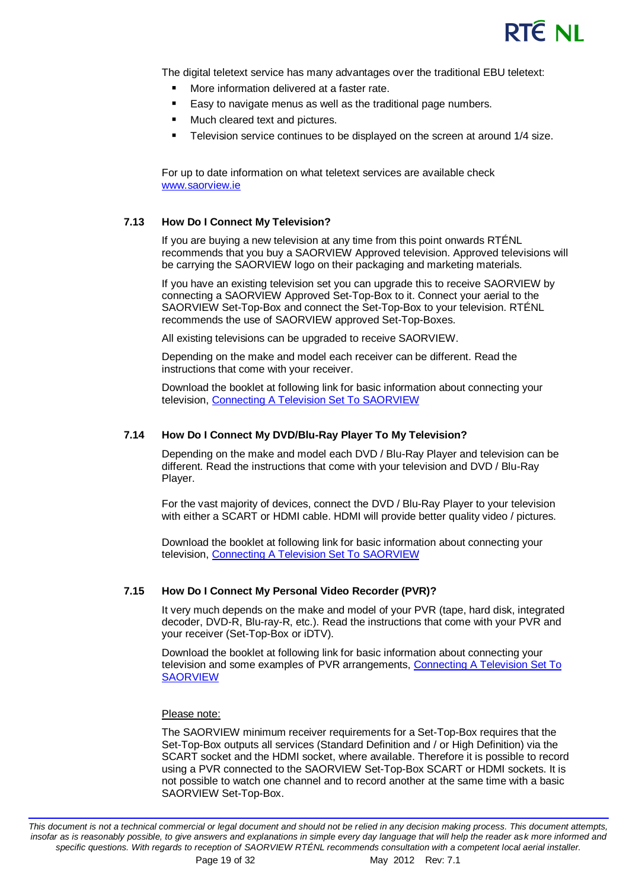The digital teletext service has many advantages over the traditional EBU teletext:

- More information delivered at a faster rate.
- Easy to navigate menus as well as the traditional page numbers.
- Much cleared text and pictures.
- Television service continues to be displayed on the screen at around 1/4 size.

For up to date information on what teletext services are available check [www.saorview.ie](www.saorview.ie)

### 7.13 How Do I Connect My Television?

If you are buying a new television at any time from this point onwards RTÉNL recommends that you buy a SAORVIEW Approved television. Approved televisions will be carrying the SAORVIEW logo on their packaging and marketing materials.

If you have an existing television set you can upgrade this to receive SAORVIEW by connecting a SAORVIEW Approved Set-Top-Box to it. Connect your aerial to the SAORVIEW Set-Top-Box and connect the Set-Top-Box to your television. RTÉNL recommends the use of SAORVIEW approved Set-Top-Boxes.

All existing televisions can be upgraded to receive SAORVIEW.

Depending on the make and model each receiver can be different. Read the instructions that come with your receiver.

Download the booklet at following link for basic information about connecting your television, Connecting A Television Set To SAORVIEW

### 7.14 How Do I Connect My DVD/Blu-Ray Player To My Television?

Depending on the make and model each DVD / Blu-Ray Player and television can be different. Read the instructions that come with your television and DVD / Blu-Ray Player.

For the vast majority of devices, connect the DVD / Blu-Ray Player to your television with either a SCART or HDMI cable. HDMI will provide better quality video / pictures.

Download the booklet at following link for basic information about connecting your television, Connecting A Television Set To SAORVIEW

### 7.15 How Do I Connect My Personal Video Recorder (PVR)?

It very much depends on the make and model of your PVR (tape, hard disk, integrated decoder, DVD-R, Blu-ray-R, etc.). Read the instructions that come with your PVR and your receiver (Set-Top-Box or iDTV).

Download the booklet at following link for basic information about connecting your television and some examples of PVR arrangements, Connecting A Television Set To SAORVIEW

Please note:

The SAORVIEW minimum receiver requirements for a Set-Top-Box requires that the Set-Top-Box outputs all services (Standard Definition and / or High Definition) via the SCART socket and the HDMI socket, where available. Therefore it is possible to record using a PVR connected to the SAORVIEW Set-Top-Box SCART or HDMI sockets. It is not possible to watch one channel and to record another at the same time with a basic SAORVIEW Set-Top-Box.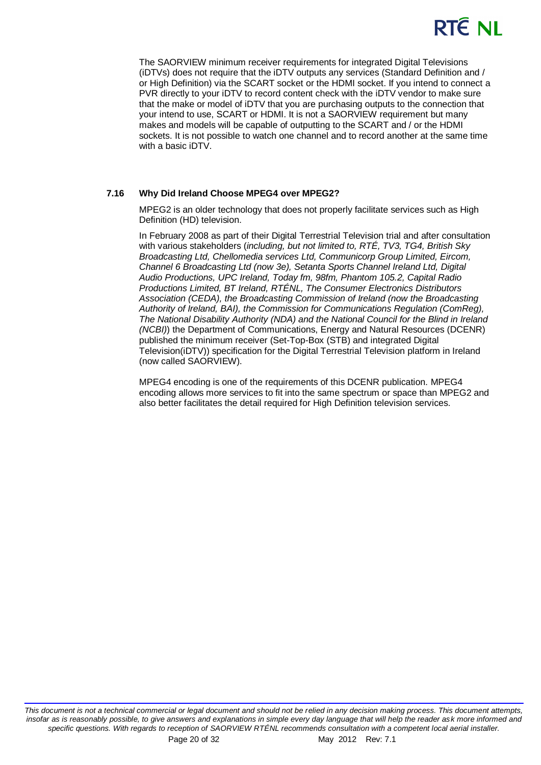The SAORVIEW minimum receiver requirements for integrated Digital Televisions (iDTVs) does not require that the iDTV outputs any services (Standard Definition and / or High Definition) via the SCART socket or the HDMI socket. If you intend to connect a PVR directly to your iDTV to record content check with the iDTV vendor to make sure that the make or model of iDTV that you are purchasing outputs to the connection that your intend to use, SCART or HDMI. It is not a SAORVIEW requirement but many makes and models will be capable of outputting to the SCART and / or the HDMI sockets. It is not possible to watch one channel and to record another at the same time with a basic iDTV.

### 7.16 Why Did Ireland Choose MPEG4 over MPEG2?

MPEG2 is an older technology that does not properly facilitate services such as High Definition (HD) television.

In February 2008 as part of their Digital Terrestrial Television trial and after consultation with various stakeholders (*including, but not limited to, RTÉ, TV3, TG4, British Sky Broadcasting Ltd, Chellomedia services Ltd, Communicorp Group Limited, Eircom, Channel 6 Broadcasting Ltd (now 3e), Setanta Sports Channel Ireland Ltd, Digital Audio Productions, UPC Ireland, Today fm, 98fm, Phantom 105.2, Capital Radio Productions Limited, BT Ireland, RTÉNL, The Consumer Electronics Distributors Association (CEDA), the Broadcasting Commission of Ireland (now the Broadcasting Authority of Ireland, BAI), the Commission for Communications Regulation (ComReg), The National Disability Authority (NDA) and the National Council for the Blind in Ireland (NCBI)*) the Department of Communications, Energy and Natural Resources (DCENR) published the minimum receiver (Set-Top-Box (STB) and integrated Digital Television(iDTV)) specification for the Digital Terrestrial Television platform in Ireland (now called SAORVIEW).

MPEG4 encoding is one of the requirements of this DCENR publication. MPEG4 encoding allows more services to fit into the same spectrum or space than MPEG2 and also better facilitates the detail required for High Definition television services.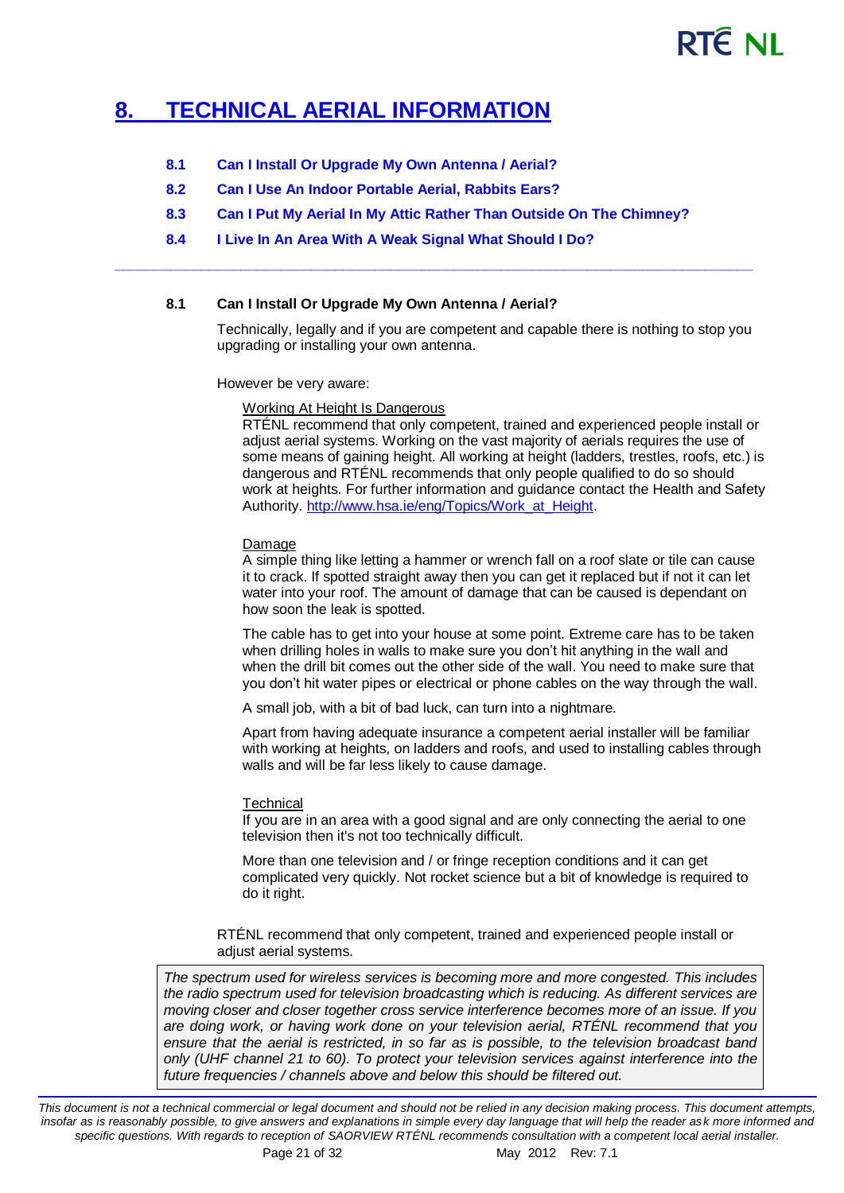# 8. TECHNICAL AERIAL INFORMATION

- **8.1 Can I Install Or Upgrade My Own Antenna / Aerial?**
- **8.2 Can I Use An Indoor Portable Aerial, Rabbits Ears?**
- **8.3 Can I Put My Aerial In My Attic Rather Than Outside On The Chimney?**
- **8.4 I Live In An Area With A Weak Signal What Should I Do?**

---

### 8.1 Can I Install Or Upgrade My Own Antenna / Aerial?

Technically, legally and if you are competent and capable there is nothing to stop you upgrading or installing your own antenna.

However be very aware:

Working At Height Is Dangerous
RTÉNL recommend that only competent, trained and experienced people install or adjust aerial systems. Working on the vast majority of aerials requires the use of some means of gaining height. All working at height (ladders, trestles, roofs, etc.) is dangerous and RTÉNL recommends that only people qualified to do so should work at heights. For further information and guidance contact the Health and Safety Authority. http://www.hsa.ie/eng/Topics/Work_at_Height.

Damage
A simple thing like letting a hammer or wrench fall on a roof slate or tile can cause it to crack. If spotted straight away then you can get it replaced but if not it can let water into your roof. The amount of damage that can be caused is dependant on how soon the leak is spotted.

The cable has to get into your house at some point. Extreme care has to be taken when drilling holes in walls to make sure you don't hit anything in the wall and when the drill bit comes out the other side of the wall. You need to make sure that you don't hit water pipes or electrical or phone cables on the way through the wall.

A small job, with a bit of bad luck, can turn into a nightmare.

Apart from having adequate insurance a competent aerial installer will be familiar with working at heights, on ladders and roofs, and used to installing cables through walls and will be far less likely to cause damage.

Technical
If you are in an area with a good signal and are only connecting the aerial to one television then it's not too technically difficult.

More than one television and / or fringe reception conditions and it can get complicated very quickly. Not rocket science but a bit of knowledge is required to do it right.

RTÉNL recommend that only competent, trained and experienced people install or adjust aerial systems.

> *The spectrum used for wireless services is becoming more and more congested. This includes the radio spectrum used for television broadcasting which is reducing. As different services are moving closer and closer together cross service interference becomes more of an issue. If you are doing work, or having work done on your television aerial, RTÉNL recommend that you ensure that the aerial is restricted, in so far as is possible, to the television broadcast band only (UHF channel 21 to 60). To protect your television services against interference into the future frequencies / channels above and below this should be filtered out.*

*This document is not a technical commercial or legal document and should not be relied in any decision making process. This document attempts, insofar as is reasonably possible, to give answers and explanations in simple every day language that will help the reader ask more informed and specific questions. With regards to reception of SAORVIEW RTÉNL recommends consultation with a competent local aerial installer.*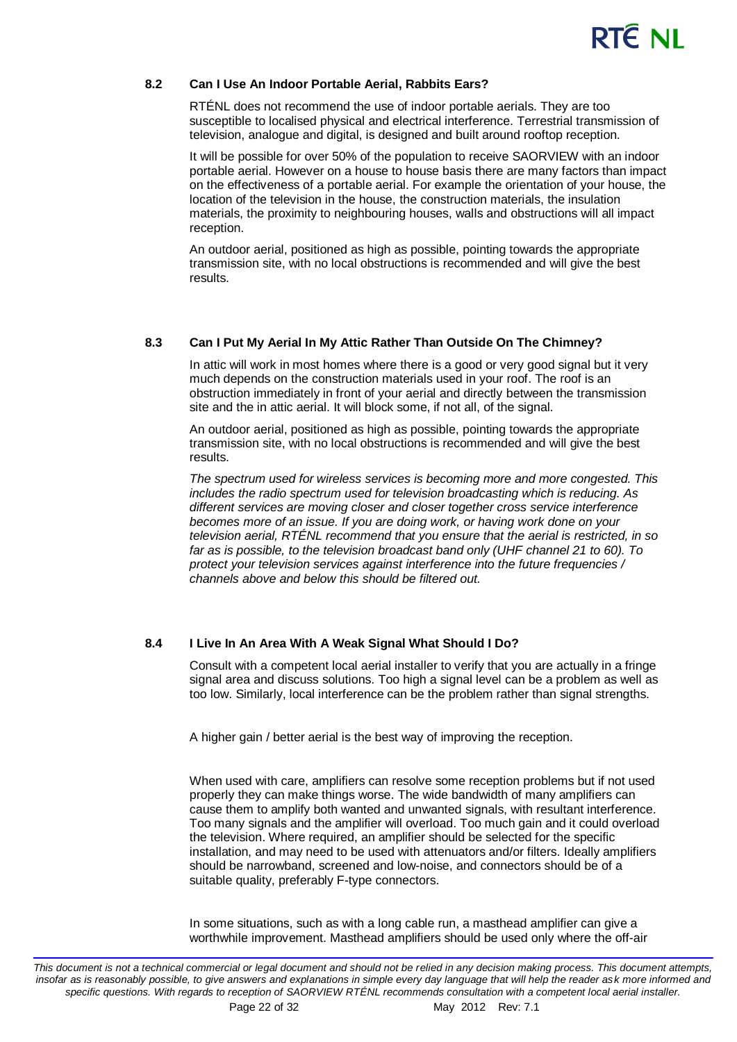### 8.2 Can I Use An Indoor Portable Aerial, Rabbits Ears?

RTÉNL does not recommend the use of indoor portable aerials. They are too susceptible to localised physical and electrical interference. Terrestrial transmission of television, analogue and digital, is designed and built around rooftop reception.

It will be possible for over 50% of the population to receive SAORVIEW with an indoor portable aerial. However on a house to house basis there are many factors than impact on the effectiveness of a portable aerial. For example the orientation of your house, the location of the television in the house, the construction materials, the insulation materials, the proximity to neighbouring houses, walls and obstructions will all impact reception.

An outdoor aerial, positioned as high as possible, pointing towards the appropriate transmission site, with no local obstructions is recommended and will give the best results.

### 8.3 Can I Put My Aerial In My Attic Rather Than Outside On The Chimney?

In attic will work in most homes where there is a good or very good signal but it very much depends on the construction materials used in your roof. The roof is an obstruction immediately in front of your aerial and directly between the transmission site and the in attic aerial. It will block some, if not all, of the signal.

An outdoor aerial, positioned as high as possible, pointing towards the appropriate transmission site, with no local obstructions is recommended and will give the best results.

*The spectrum used for wireless services is becoming more and more congested. This includes the radio spectrum used for television broadcasting which is reducing. As different services are moving closer and closer together cross service interference becomes more of an issue. If you are doing work, or having work done on your television aerial, RTÉNL recommend that you ensure that the aerial is restricted, in so far as is possible, to the television broadcast band only (UHF channel 21 to 60). To protect your television services against interference into the future frequencies / channels above and below this should be filtered out.*

### 8.4 I Live In An Area With A Weak Signal What Should I Do?

Consult with a competent local aerial installer to verify that you are actually in a fringe signal area and discuss solutions. Too high a signal level can be a problem as well as too low. Similarly, local interference can be the problem rather than signal strengths.

A higher gain / better aerial is the best way of improving the reception.

When used with care, amplifiers can resolve some reception problems but if not used properly they can make things worse. The wide bandwidth of many amplifiers can cause them to amplify both wanted and unwanted signals, with resultant interference. Too many signals and the amplifier will overload. Too much gain and it could overload the television. Where required, an amplifier should be selected for the specific installation, and may need to be used with attenuators and/or filters. Ideally amplifiers should be narrowband, screened and low-noise, and connectors should be of a suitable quality, preferably F-type connectors.

In some situations, such as with a long cable run, a masthead amplifier can give a worthwhile improvement. Masthead amplifiers should be used only where the off-air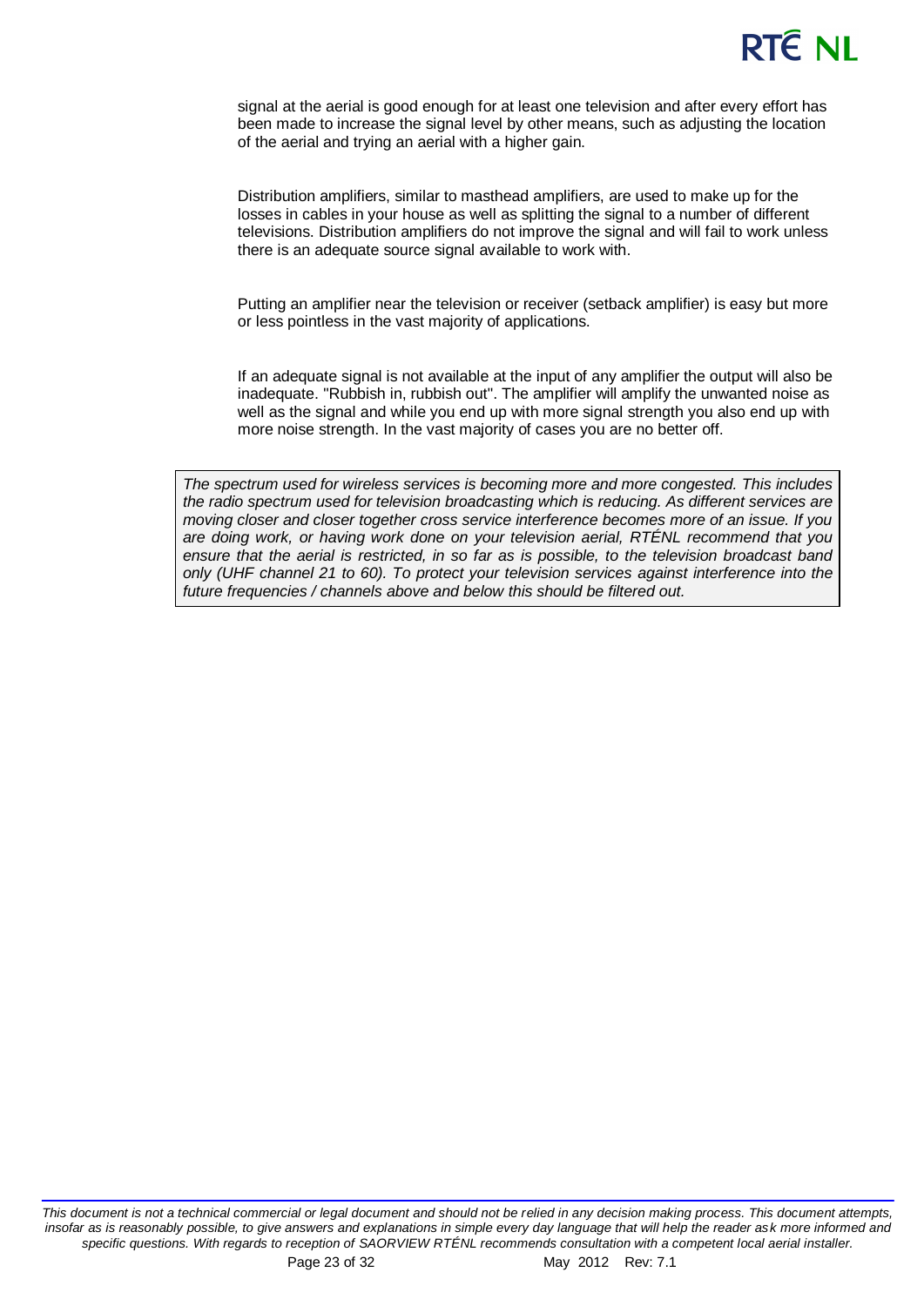signal at the aerial is good enough for at least one television and after every effort has been made to increase the signal level by other means, such as adjusting the location of the aerial and trying an aerial with a higher gain.

Distribution amplifiers, similar to masthead amplifiers, are used to make up for the losses in cables in your house as well as splitting the signal to a number of different televisions. Distribution amplifiers do not improve the signal and will fail to work unless there is an adequate source signal available to work with.

Putting an amplifier near the television or receiver (setback amplifier) is easy but more or less pointless in the vast majority of applications.

If an adequate signal is not available at the input of any amplifier the output will also be inadequate. "Rubbish in, rubbish out". The amplifier will amplify the unwanted noise as well as the signal and while you end up with more signal strength you also end up with more noise strength. In the vast majority of cases you are no better off.

> *The spectrum used for wireless services is becoming more and more congested. This includes the radio spectrum used for television broadcasting which is reducing. As different services are moving closer and closer together cross service interference becomes more of an issue. If you are doing work, or having work done on your television aerial, RTÉNL recommend that you ensure that the aerial is restricted, in so far as is possible, to the television broadcast band only (UHF channel 21 to 60). To protect your television services against interference into the future frequencies / channels above and below this should be filtered out.*

*This document is not a technical commercial or legal document and should not be relied in any decision making process. This document attempts, insofar as is reasonably possible, to give answers and explanations in simple every day language that will help the reader ask more informed and specific questions. With regards to reception of SAORVIEW RTÉNL recommends consultation with a competent local aerial installer.*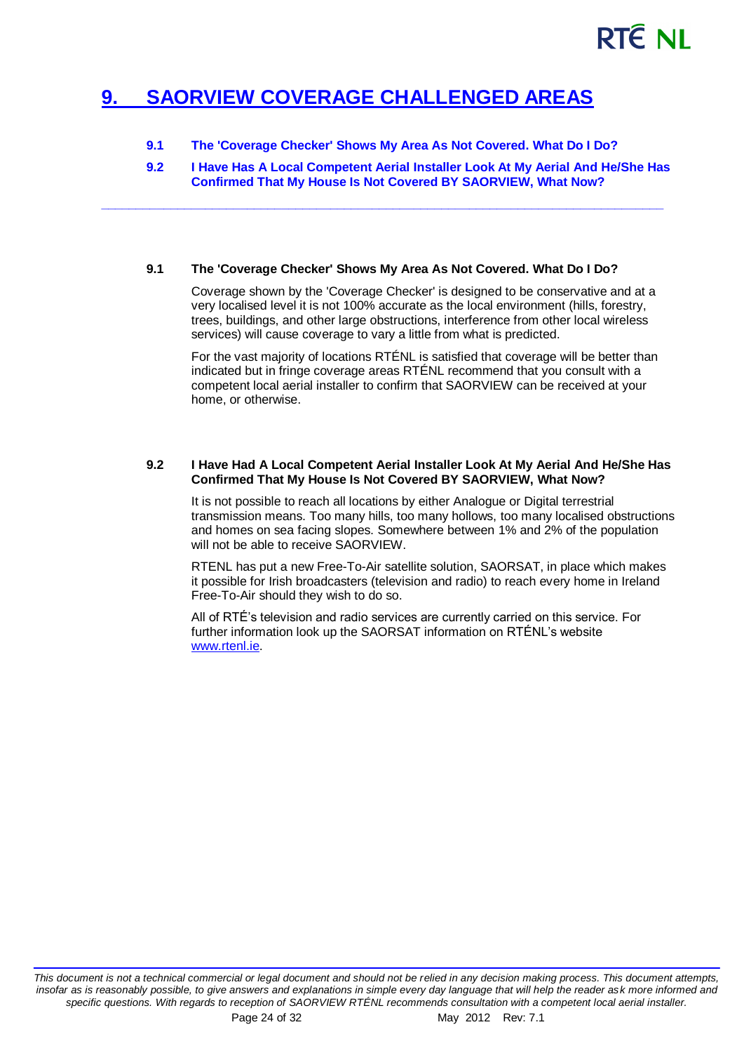# 9. SAORVIEW COVERAGE CHALLENGED AREAS

- **9.1 The 'Coverage Checker' Shows My Area As Not Covered. What Do I Do?**
- **9.2 I Have Has A Local Competent Aerial Installer Look At My Aerial And He/She Has Confirmed That My House Is Not Covered BY SAORVIEW, What Now?**

---

### 9.1 The 'Coverage Checker' Shows My Area As Not Covered. What Do I Do?

Coverage shown by the 'Coverage Checker' is designed to be conservative and at a very localised level it is not 100% accurate as the local environment (hills, forestry, trees, buildings, and other large obstructions, interference from other local wireless services) will cause coverage to vary a little from what is predicted.

For the vast majority of locations RTÉNL is satisfied that coverage will be better than indicated but in fringe coverage areas RTÉNL recommend that you consult with a competent local aerial installer to confirm that SAORVIEW can be received at your home, or otherwise.

### 9.2 I Have Had A Local Competent Aerial Installer Look At My Aerial And He/She Has Confirmed That My House Is Not Covered BY SAORVIEW, What Now?

It is not possible to reach all locations by either Analogue or Digital terrestrial transmission means. Too many hills, too many hollows, too many localised obstructions and homes on sea facing slopes. Somewhere between 1% and 2% of the population will not be able to receive SAORVIEW.

RTENL has put a new Free-To-Air satellite solution, SAORSAT, in place which makes it possible for Irish broadcasters (television and radio) to reach every home in Ireland Free-To-Air should they wish to do so.

All of RTÉ's television and radio services are currently carried on this service. For further information look up the SAORSAT information on RTÉNL's website www.rtenl.ie.

*This document is not a technical commercial or legal document and should not be relied in any decision making process. This document attempts, insofar as is reasonably possible, to give answers and explanations in simple every day language that will help the reader ask more informed and specific questions. With regards to reception of SAORVIEW RTÉNL recommends consultation with a competent local aerial installer.*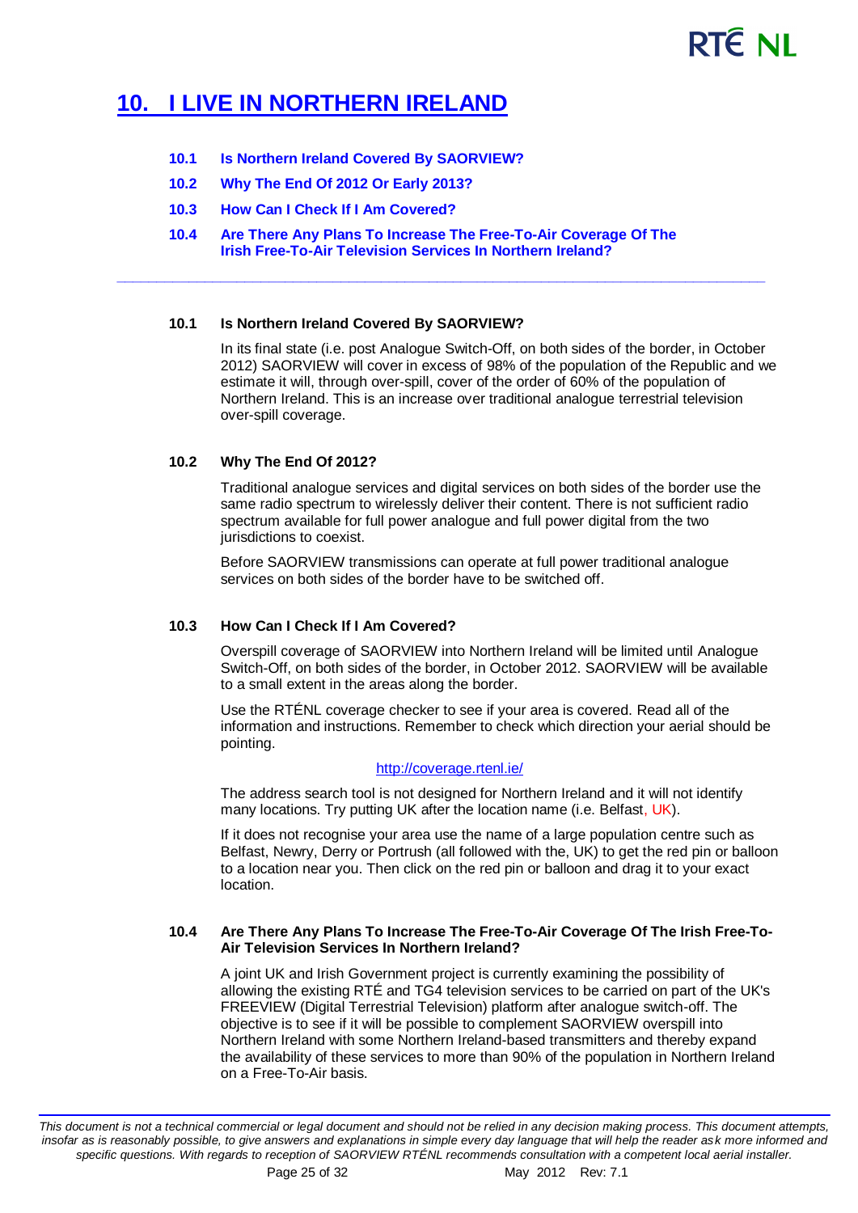# 10. I LIVE IN NORTHERN IRELAND

- **10.1 Is Northern Ireland Covered By SAORVIEW?**
- **10.2 Why The End Of 2012 Or Early 2013?**
- **10.3 How Can I Check If I Am Covered?**
- **10.4 Are There Any Plans To Increase The Free-To-Air Coverage Of The Irish Free-To-Air Television Services In Northern Ireland?**

---

### 10.1 Is Northern Ireland Covered By SAORVIEW?

In its final state (i.e. post Analogue Switch-Off, on both sides of the border, in October 2012) SAORVIEW will cover in excess of 98% of the population of the Republic and we estimate it will, through over-spill, cover of the order of 60% of the population of Northern Ireland. This is an increase over traditional analogue terrestrial television over-spill coverage.

### 10.2 Why The End Of 2012?

Traditional analogue services and digital services on both sides of the border use the same radio spectrum to wirelessly deliver their content. There is not sufficient radio spectrum available for full power analogue and full power digital from the two jurisdictions to coexist.

Before SAORVIEW transmissions can operate at full power traditional analogue services on both sides of the border have to be switched off.

### 10.3 How Can I Check If I Am Covered?

Overspill coverage of SAORVIEW into Northern Ireland will be limited until Analogue Switch-Off, on both sides of the border, in October 2012. SAORVIEW will be available to a small extent in the areas along the border.

Use the RTÉNL coverage checker to see if your area is covered. Read all of the information and instructions. Remember to check which direction your aerial should be pointing.

http://coverage.rtenl.ie/

The address search tool is not designed for Northern Ireland and it will not identify many locations. Try putting UK after the location name (i.e. Belfast, UK).

If it does not recognise your area use the name of a large population centre such as Belfast, Newry, Derry or Portrush (all followed with the, UK) to get the red pin or balloon to a location near you. Then click on the red pin or balloon and drag it to your exact location.

### 10.4 Are There Any Plans To Increase The Free-To-Air Coverage Of The Irish Free-To-Air Television Services In Northern Ireland?

A joint UK and Irish Government project is currently examining the possibility of allowing the existing RTÉ and TG4 television services to be carried on part of the UK's FREEVIEW (Digital Terrestrial Television) platform after analogue switch-off. The objective is to see if it will be possible to complement SAORVIEW overspill into Northern Ireland with some Northern Ireland-based transmitters and thereby expand the availability of these services to more than 90% of the population in Northern Ireland on a Free-To-Air basis.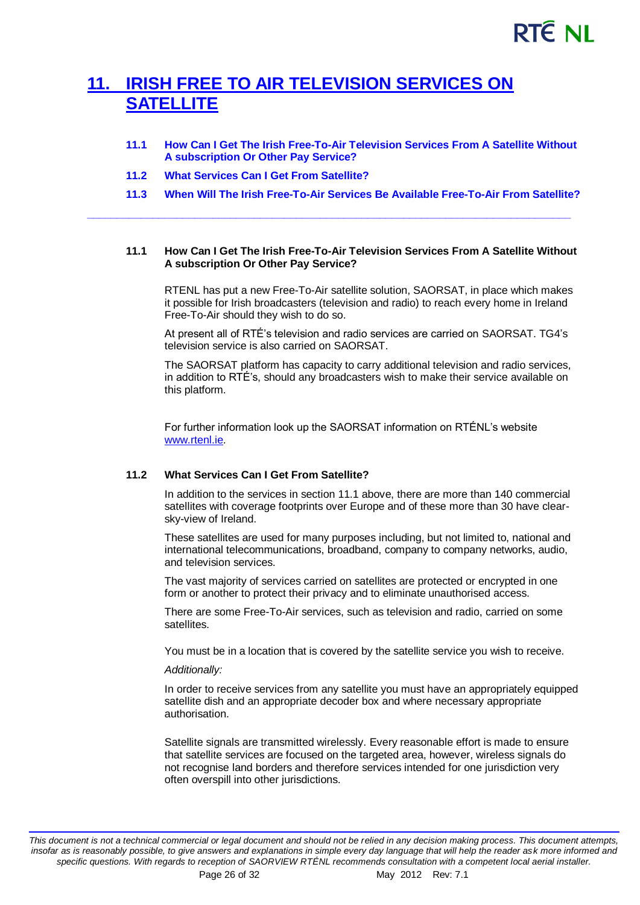# 11. IRISH FREE TO AIR TELEVISION SERVICES ON SATELLITE

**11.1 How Can I Get The Irish Free-To-Air Television Services From A Satellite Without A subscription Or Other Pay Service?**

**11.2 What Services Can I Get From Satellite?**

**11.3 When Will The Irish Free-To-Air Services Be Available Free-To-Air From Satellite?**

---

### 11.1 How Can I Get The Irish Free-To-Air Television Services From A Satellite Without A subscription Or Other Pay Service?

RTENL has put a new Free-To-Air satellite solution, SAORSAT, in place which makes it possible for Irish broadcasters (television and radio) to reach every home in Ireland Free-To-Air should they wish to do so.

At present all of RTÉ's television and radio services are carried on SAORSAT. TG4's television service is also carried on SAORSAT.

The SAORSAT platform has capacity to carry additional television and radio services, in addition to RTÉ's, should any broadcasters wish to make their service available on this platform.

For further information look up the SAORSAT information on RTÉNL's website www.rtenl.ie.

### 11.2 What Services Can I Get From Satellite?

In addition to the services in section 11.1 above, there are more than 140 commercial satellites with coverage footprints over Europe and of these more than 30 have clear-sky-view of Ireland.

These satellites are used for many purposes including, but not limited to, national and international telecommunications, broadband, company to company networks, audio, and television services.

The vast majority of services carried on satellites are protected or encrypted in one form or another to protect their privacy and to eliminate unauthorised access.

There are some Free-To-Air services, such as television and radio, carried on some satellites.

You must be in a location that is covered by the satellite service you wish to receive.

*Additionally:*

In order to receive services from any satellite you must have an appropriately equipped satellite dish and an appropriate decoder box and where necessary appropriate authorisation.

Satellite signals are transmitted wirelessly. Every reasonable effort is made to ensure that satellite services are focused on the targeted area, however, wireless signals do not recognise land borders and therefore services intended for one jurisdiction very often overspill into other jurisdictions.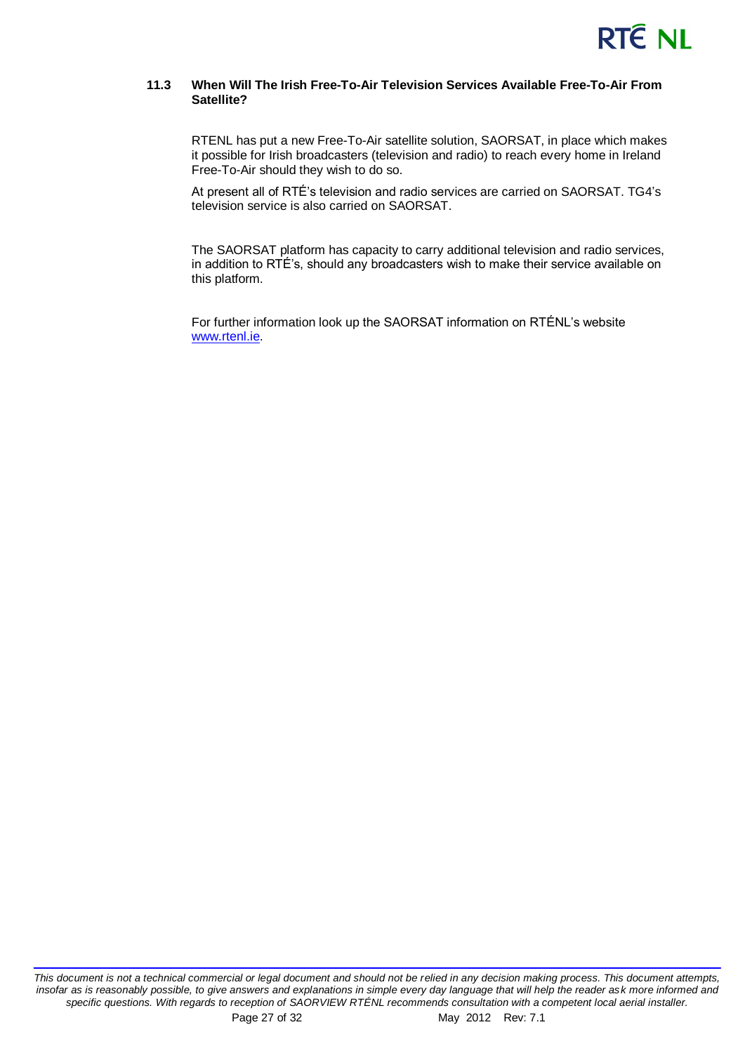### 11.3 When Will The Irish Free-To-Air Television Services Available Free-To-Air From Satellite?

RTENL has put a new Free-To-Air satellite solution, SAORSAT, in place which makes it possible for Irish broadcasters (television and radio) to reach every home in Ireland Free-To-Air should they wish to do so.

At present all of RTÉ's television and radio services are carried on SAORSAT. TG4's television service is also carried on SAORSAT.

The SAORSAT platform has capacity to carry additional television and radio services, in addition to RTÉ's, should any broadcasters wish to make their service available on this platform.

For further information look up the SAORSAT information on RTÉNL's website [www.rtenl.ie](http://www.rtenl.ie).

*This document is not a technical commercial or legal document and should not be relied in any decision making process. This document attempts, insofar as is reasonably possible, to give answers and explanations in simple every day language that will help the reader ask more informed and specific questions. With regards to reception of SAORVIEW RTÉNL recommends consultation with a competent local aerial installer.*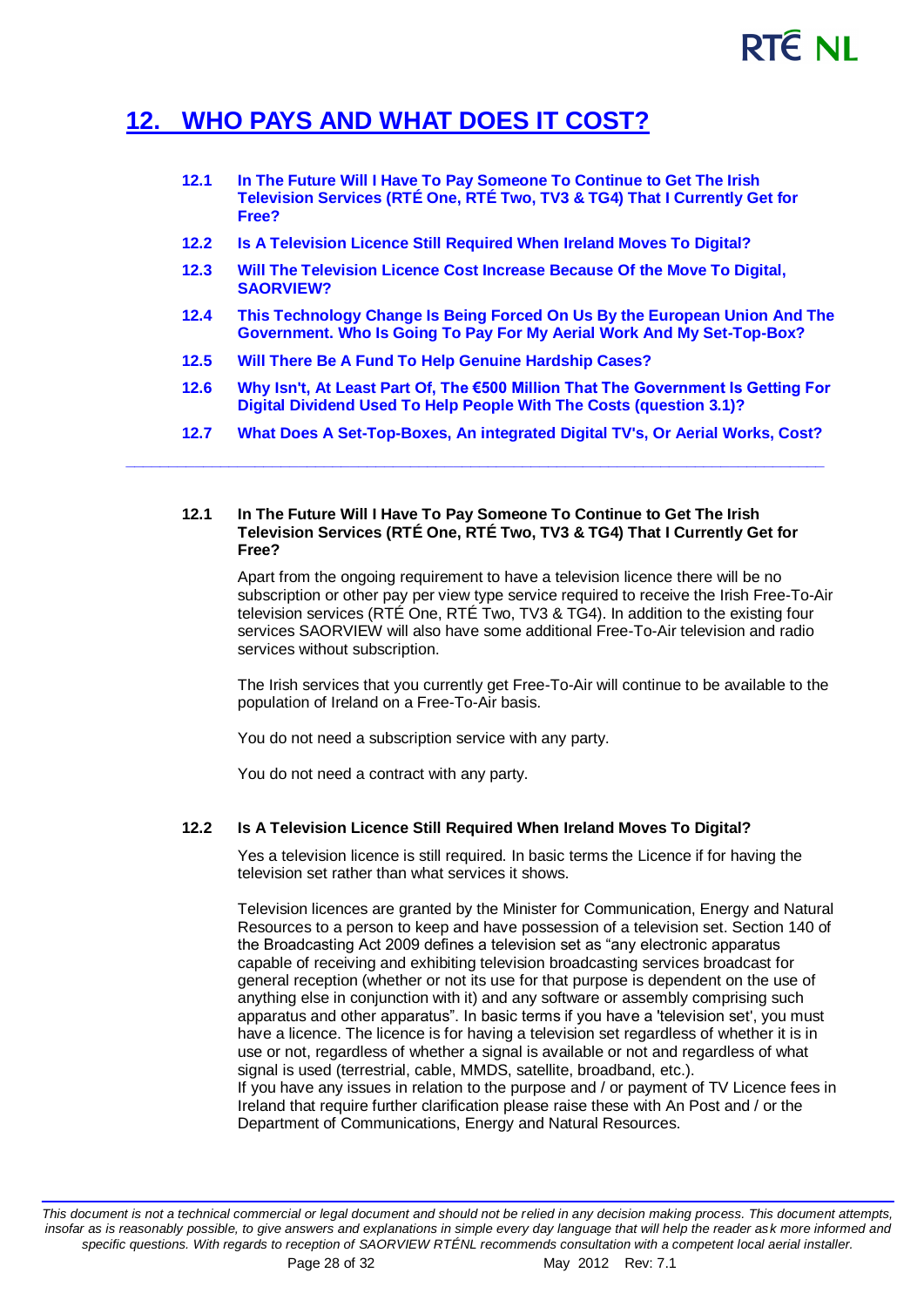# 12. WHO PAYS AND WHAT DOES IT COST?

- **12.1 In The Future Will I Have To Pay Someone To Continue to Get The Irish Television Services (RTÉ One, RTÉ Two, TV3 & TG4) That I Currently Get for Free?**
- **12.2 Is A Television Licence Still Required When Ireland Moves To Digital?**
- **12.3 Will The Television Licence Cost Increase Because Of the Move To Digital, SAORVIEW?**
- **12.4 This Technology Change Is Being Forced On Us By the European Union And The Government. Who Is Going To Pay For My Aerial Work And My Set-Top-Box?**
- **12.5 Will There Be A Fund To Help Genuine Hardship Cases?**
- **12.6 Why Isn't, At Least Part Of, The €500 Million That The Government Is Getting For Digital Dividend Used To Help People With The Costs (question 3.1)?**
- **12.7 What Does A Set-Top-Boxes, An integrated Digital TV's, Or Aerial Works, Cost?**

---

### 12.1 In The Future Will I Have To Pay Someone To Continue to Get The Irish Television Services (RTÉ One, RTÉ Two, TV3 & TG4) That I Currently Get for Free?

Apart from the ongoing requirement to have a television licence there will be no subscription or other pay per view type service required to receive the Irish Free-To-Air television services (RTÉ One, RTÉ Two, TV3 & TG4). In addition to the existing four services SAORVIEW will also have some additional Free-To-Air television and radio services without subscription.

The Irish services that you currently get Free-To-Air will continue to be available to the population of Ireland on a Free-To-Air basis.

You do not need a subscription service with any party.

You do not need a contract with any party.

### 12.2 Is A Television Licence Still Required When Ireland Moves To Digital?

Yes a television licence is still required. In basic terms the Licence if for having the television set rather than what services it shows.

Television licences are granted by the Minister for Communication, Energy and Natural Resources to a person to keep and have possession of a television set. Section 140 of the Broadcasting Act 2009 defines a television set as "any electronic apparatus capable of receiving and exhibiting television broadcasting services broadcast for general reception (whether or not its use for that purpose is dependent on the use of anything else in conjunction with it) and any software or assembly comprising such apparatus and other apparatus". In basic terms if you have a 'television set', you must have a licence. The licence is for having a television set regardless of whether it is in use or not, regardless of whether a signal is available or not and regardless of what signal is used (terrestrial, cable, MMDS, satellite, broadband, etc.).
If you have any issues in relation to the purpose and / or payment of TV Licence fees in Ireland that require further clarification please raise these with An Post and / or the Department of Communications, Energy and Natural Resources.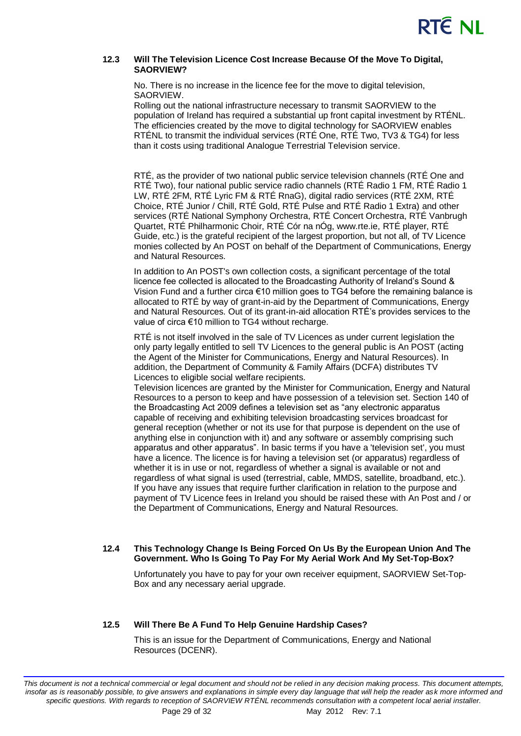### 12.3 Will The Television Licence Cost Increase Because Of the Move To Digital, SAORVIEW?

No. There is no increase in the licence fee for the move to digital television, SAORVIEW.
Rolling out the national infrastructure necessary to transmit SAORVIEW to the population of Ireland has required a substantial up front capital investment by RTÉNL. The efficiencies created by the move to digital technology for SAORVIEW enables RTÉNL to transmit the individual services (RTÉ One, RTÉ Two, TV3 & TG4) for less than it costs using traditional Analogue Terrestrial Television service.

RTÉ, as the provider of two national public service television channels (RTÉ One and RTÉ Two), four national public service radio channels (RTÉ Radio 1 FM, RTÉ Radio 1 LW, RTÉ 2FM, RTÉ Lyric FM & RTÉ RnaG), digital radio services (RTÉ 2XM, RTÉ Choice, RTÉ Junior / Chill, RTÉ Gold, RTÉ Pulse and RTÉ Radio 1 Extra) and other services (RTÉ National Symphony Orchestra, RTÉ Concert Orchestra, RTÉ Vanbrugh Quartet, RTÉ Philharmonic Choir, RTÉ Cór na nÓg, www.rte.ie, RTÉ player, RTÉ Guide, etc.) is the grateful recipient of the largest proportion, but not all, of TV Licence monies collected by An POST on behalf of the Department of Communications, Energy and Natural Resources.

In addition to An POST's own collection costs, a significant percentage of the total licence fee collected is allocated to the Broadcasting Authority of Ireland's Sound & Vision Fund and a further circa €10 million goes to TG4 before the remaining balance is allocated to RTÉ by way of grant-in-aid by the Department of Communications, Energy and Natural Resources. Out of its grant-in-aid allocation RTÉ's provides services to the value of circa €10 million to TG4 without recharge.

RTÉ is not itself involved in the sale of TV Licences as under current legislation the only party legally entitled to sell TV Licences to the general public is An POST (acting the Agent of the Minister for Communications, Energy and Natural Resources). In addition, the Department of Community & Family Affairs (DCFA) distributes TV Licences to eligible social welfare recipients.
Television licences are granted by the Minister for Communication, Energy and Natural Resources to a person to keep and have possession of a television set. Section 140 of the Broadcasting Act 2009 defines a television set as "any electronic apparatus capable of receiving and exhibiting television broadcasting services broadcast for general reception (whether or not its use for that purpose is dependent on the use of anything else in conjunction with it) and any software or assembly comprising such apparatus and other apparatus". In basic terms if you have a 'television set', you must have a licence. The licence is for having a television set (or apparatus) regardless of whether it is in use or not, regardless of whether a signal is available or not and regardless of what signal is used (terrestrial, cable, MMDS, satellite, broadband, etc.). If you have any issues that require further clarification in relation to the purpose and payment of TV Licence fees in Ireland you should be raised these with An Post and / or the Department of Communications, Energy and Natural Resources.

### 12.4 This Technology Change Is Being Forced On Us By the European Union And The Government. Who Is Going To Pay For My Aerial Work And My Set-Top-Box?

Unfortunately you have to pay for your own receiver equipment, SAORVIEW Set-Top-Box and any necessary aerial upgrade.

### 12.5 Will There Be A Fund To Help Genuine Hardship Cases?

This is an issue for the Department of Communications, Energy and National Resources (DCENR).

*This document is not a technical commercial or legal document and should not be relied in any decision making process. This document attempts, insofar as is reasonably possible, to give answers and explanations in simple every day language that will help the reader ask more informed and specific questions. With regards to reception of SAORVIEW RTÉNL recommends consultation with a competent local aerial installer.*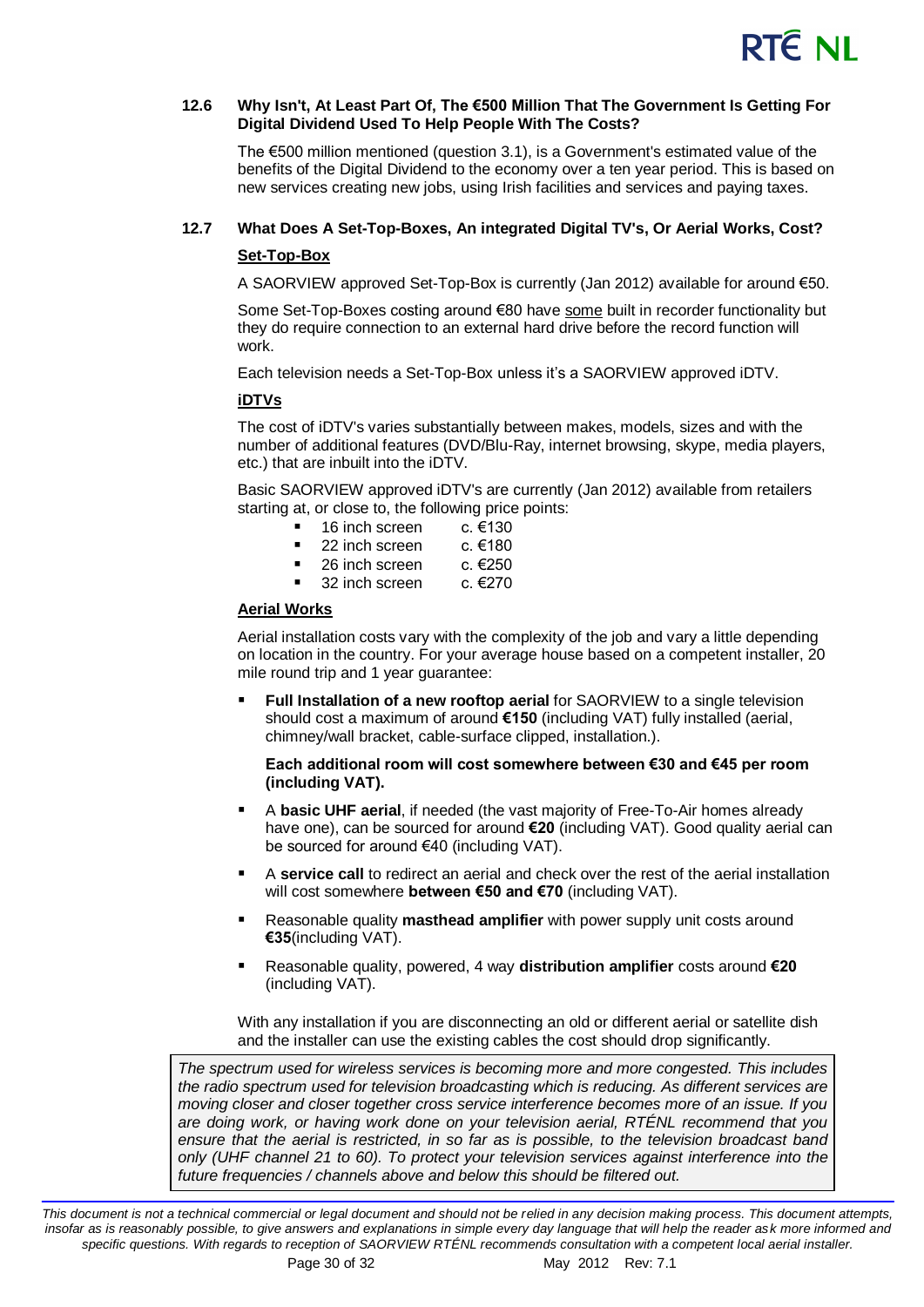### 12.6 Why Isn't, At Least Part Of, The €500 Million That The Government Is Getting For Digital Dividend Used To Help People With The Costs?

The €500 million mentioned (question 3.1), is a Government's estimated value of the benefits of the Digital Dividend to the economy over a ten year period. This is based on new services creating new jobs, using Irish facilities and services and paying taxes.

### 12.7 What Does A Set-Top-Boxes, An integrated Digital TV's, Or Aerial Works, Cost?

**Set-Top-Box**

A SAORVIEW approved Set-Top-Box is currently (Jan 2012) available for around €50.

Some Set-Top-Boxes costing around €80 have some built in recorder functionality but they do require connection to an external hard drive before the record function will work.

Each television needs a Set-Top-Box unless it's a SAORVIEW approved iDTV.

**iDTVs**

The cost of iDTV's varies substantially between makes, models, sizes and with the number of additional features (DVD/Blu-Ray, internet browsing, skype, media players, etc.) that are inbuilt into the iDTV.

Basic SAORVIEW approved iDTV's are currently (Jan 2012) available from retailers starting at, or close to, the following price points:

- 16 inch screen c. €130
- 22 inch screen c. €180
- 26 inch screen c. €250
- 32 inch screen c. €270

**Aerial Works**

Aerial installation costs vary with the complexity of the job and vary a little depending on location in the country. For your average house based on a competent installer, 20 mile round trip and 1 year guarantee:

- **Full Installation of a new rooftop aerial** for SAORVIEW to a single television should cost a maximum of around **€150** (including VAT) fully installed (aerial, chimney/wall bracket, cable-surface clipped, installation.).

  **Each additional room will cost somewhere between €30 and €45 per room (including VAT).**

- A **basic UHF aerial**, if needed (the vast majority of Free-To-Air homes already have one), can be sourced for around **€20** (including VAT). Good quality aerial can be sourced for around €40 (including VAT).
- A **service call** to redirect an aerial and check over the rest of the aerial installation will cost somewhere **between €50 and €70** (including VAT).
- Reasonable quality **masthead amplifier** with power supply unit costs around **€35**(including VAT).
- Reasonable quality, powered, 4 way **distribution amplifier** costs around **€20** (including VAT).

With any installation if you are disconnecting an old or different aerial or satellite dish and the installer can use the existing cables the cost should drop significantly.

*The spectrum used for wireless services is becoming more and more congested. This includes the radio spectrum used for television broadcasting which is reducing. As different services are moving closer and closer together cross service interference becomes more of an issue. If you are doing work, or having work done on your television aerial, RTÉNL recommend that you ensure that the aerial is restricted, in so far as is possible, to the television broadcast band only (UHF channel 21 to 60). To protect your television services against interference into the future frequencies / channels above and below this should be filtered out.*

*This document is not a technical commercial or legal document and should not be relied in any decision making process. This document attempts, insofar as is reasonably possible, to give answers and explanations in simple every day language that will help the reader ask more informed and specific questions. With regards to reception of SAORVIEW RTÉNL recommends consultation with a competent local aerial installer.*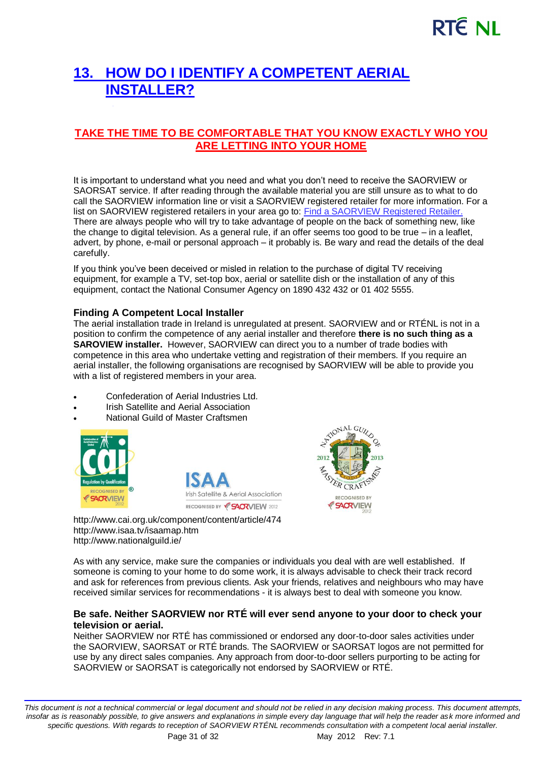# 13. HOW DO I IDENTIFY A COMPETENT AERIAL INSTALLER?

**TAKE THE TIME TO BE COMFORTABLE THAT YOU KNOW EXACTLY WHO YOU ARE LETTING INTO YOUR HOME**

It is important to understand what you need and what you don't need to receive the SAORVIEW or SAORSAT service. If after reading through the available material you are still unsure as to what to do call the SAORVIEW information line or visit a SAORVIEW registered retailer for more information. For a list on SAORVIEW registered retailers in your area go to: Find a SAORVIEW Registered Retailer. There are always people who will try to take advantage of people on the back of something new, like the change to digital television. As a general rule, if an offer seems too good to be true – in a leaflet, advert, by phone, e-mail or personal approach – it probably is. Be wary and read the details of the deal carefully.

If you think you've been deceived or misled in relation to the purchase of digital TV receiving equipment, for example a TV, set-top box, aerial or satellite dish or the installation of any of this equipment, contact the National Consumer Agency on 1890 432 432 or 01 402 5555.

### Finding A Competent Local Installer

The aerial installation trade in Ireland is unregulated at present. SAORVIEW and or RTÉNL is not in a position to confirm the competence of any aerial installer and therefore **there is no such thing as a SAROVIEW installer.** However, SAORVIEW can direct you to a number of trade bodies with competence in this area who undertake vetting and registration of their members. If you require an aerial installer, the following organisations are recognised by SAORVIEW will be able to provide you with a list of registered members in your area.

- Confederation of Aerial Industries Ltd.
- Irish Satellite and Aerial Association
- National Guild of Master Craftsmen

http://www.cai.org.uk/component/content/article/474
http://www.isaa.tv/isaamap.htm
http://www.nationalguild.ie/

As with any service, make sure the companies or individuals you deal with are well established. If someone is coming to your home to do some work, it is always advisable to check their track record and ask for references from previous clients. Ask your friends, relatives and neighbours who may have received similar services for recommendations - it is always best to deal with someone you know.

### Be safe. Neither SAORVIEW nor RTÉ will ever send anyone to your door to check your television or aerial.

Neither SAORVIEW nor RTÉ has commissioned or endorsed any door-to-door sales activities under the SAORVIEW, SAORSAT or RTÉ brands. The SAORVIEW or SAORSAT logos are not permitted for use by any direct sales companies. Any approach from door-to-door sellers purporting to be acting for SAORVIEW or SAORSAT is categorically not endorsed by SAORVIEW or RTÉ.

*This document is not a technical commercial or legal document and should not be relied in any decision making process. This document attempts, insofar as is reasonably possible, to give answers and explanations in simple every day language that will help the reader ask more informed and specific questions. With regards to reception of SAORVIEW RTÉNL recommends consultation with a competent local aerial installer.*

May 2012 Rev: 7.1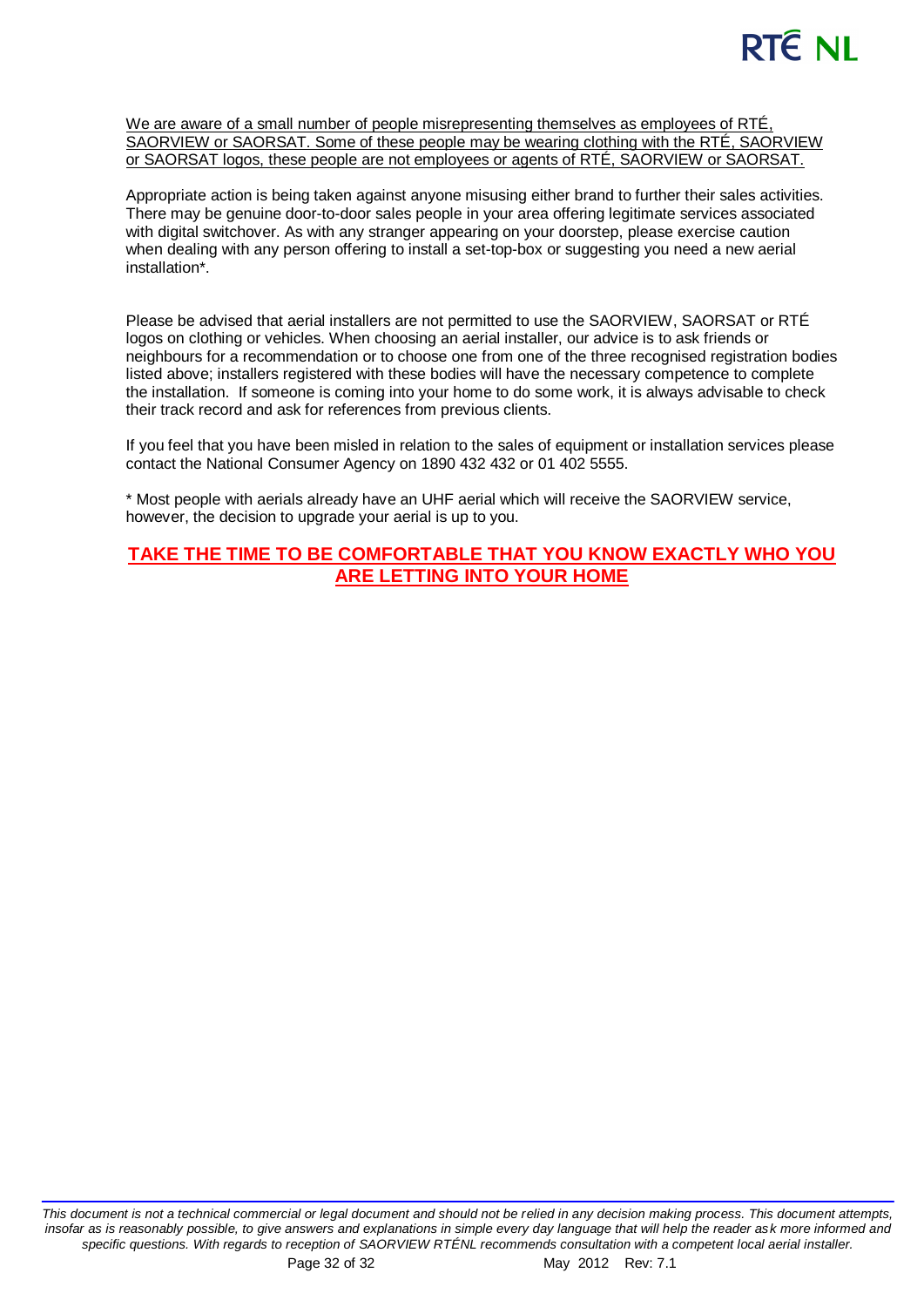We are aware of a small number of people misrepresenting themselves as employees of RTÉ, SAORVIEW or SAORSAT. Some of these people may be wearing clothing with the RTÉ, SAORVIEW or SAORSAT logos, these people are not employees or agents of RTÉ, SAORVIEW or SAORSAT.

Appropriate action is being taken against anyone misusing either brand to further their sales activities. There may be genuine door-to-door sales people in your area offering legitimate services associated with digital switchover. As with any stranger appearing on your doorstep, please exercise caution when dealing with any person offering to install a set-top-box or suggesting you need a new aerial installation*.

Please be advised that aerial installers are not permitted to use the SAORVIEW, SAORSAT or RTÉ logos on clothing or vehicles. When choosing an aerial installer, our advice is to ask friends or neighbours for a recommendation or to choose one from one of the three recognised registration bodies listed above; installers registered with these bodies will have the necessary competence to complete the installation. If someone is coming into your home to do some work, it is always advisable to check their track record and ask for references from previous clients.

If you feel that you have been misled in relation to the sales of equipment or installation services please contact the National Consumer Agency on 1890 432 432 or 01 402 5555.

* Most people with aerials already have an UHF aerial which will receive the SAORVIEW service, however, the decision to upgrade your aerial is up to you.

**TAKE THE TIME TO BE COMFORTABLE THAT YOU KNOW EXACTLY WHO YOU ARE LETTING INTO YOUR HOME**

*This document is not a technical commercial or legal document and should not be relied in any decision making process. This document attempts, insofar as is reasonably possible, to give answers and explanations in simple every day language that will help the reader ask more informed and specific questions. With regards to reception of SAORVIEW RTÉNL recommends consultation with a competent local aerial installer.*